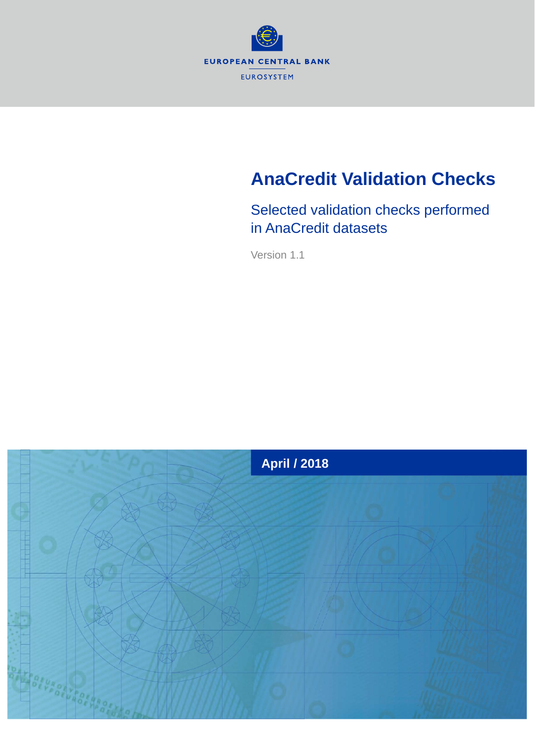EUROPEAN CENTRAL BANK

EUROSYSTEM

# AnaCredit Validation Checks

## Selected validation checks performed in AnaCredit datasets

Version 1.1

**April / 2018**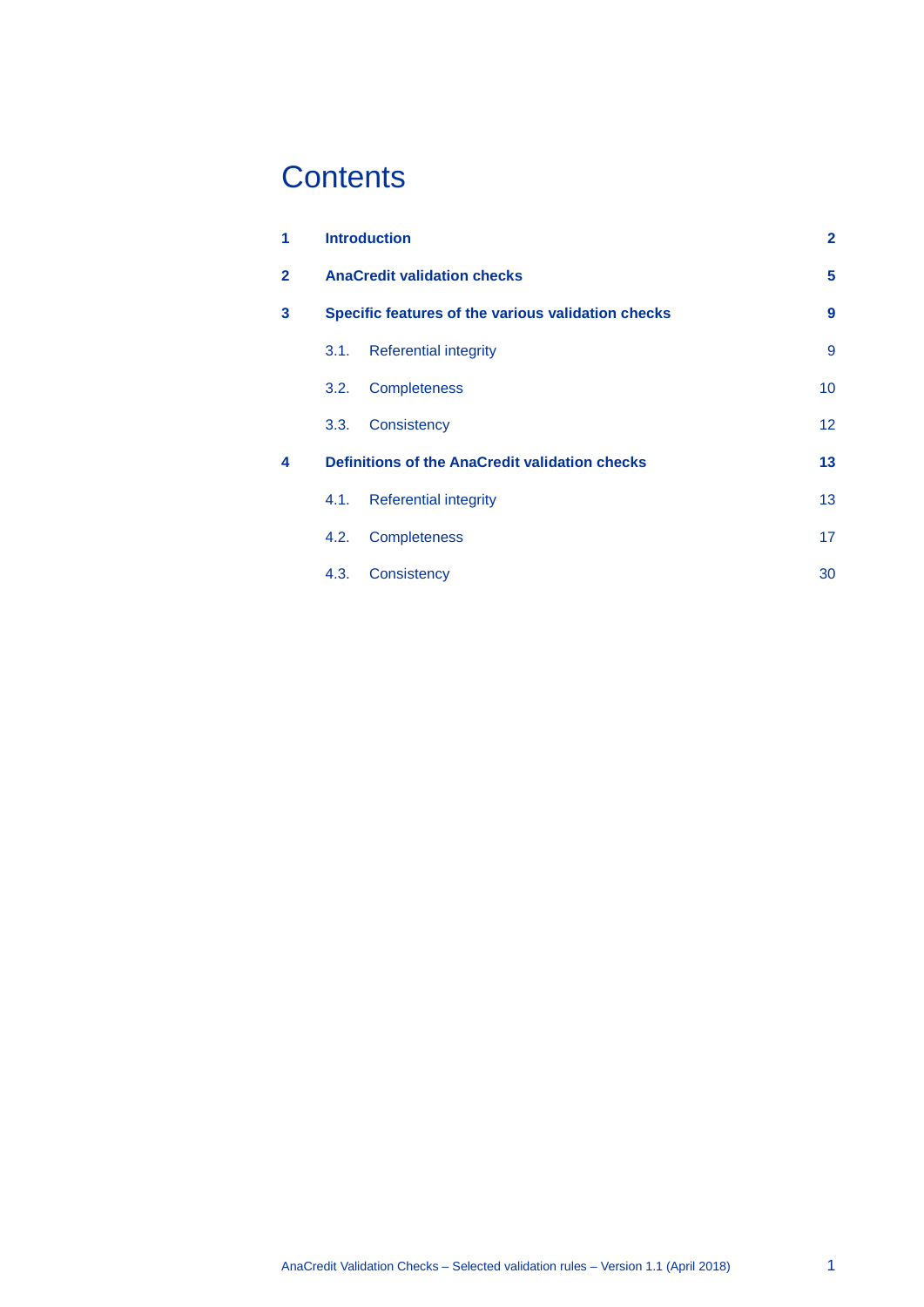# Contents

| | | |
|---|---|---|
| **1** | **Introduction** | **2** |
| **2** | **AnaCredit validation checks** | **5** |
| **3** | **Specific features of the various validation checks** | **9** |
| | 3.1. Referential integrity | 9 |
| | 3.2. Completeness | 10 |
| | 3.3. Consistency | 12 |
| **4** | **Definitions of the AnaCredit validation checks** | **13** |
| | 4.1. Referential integrity | 13 |
| | 4.2. Completeness | 17 |
| | 4.3. Consistency | 30 |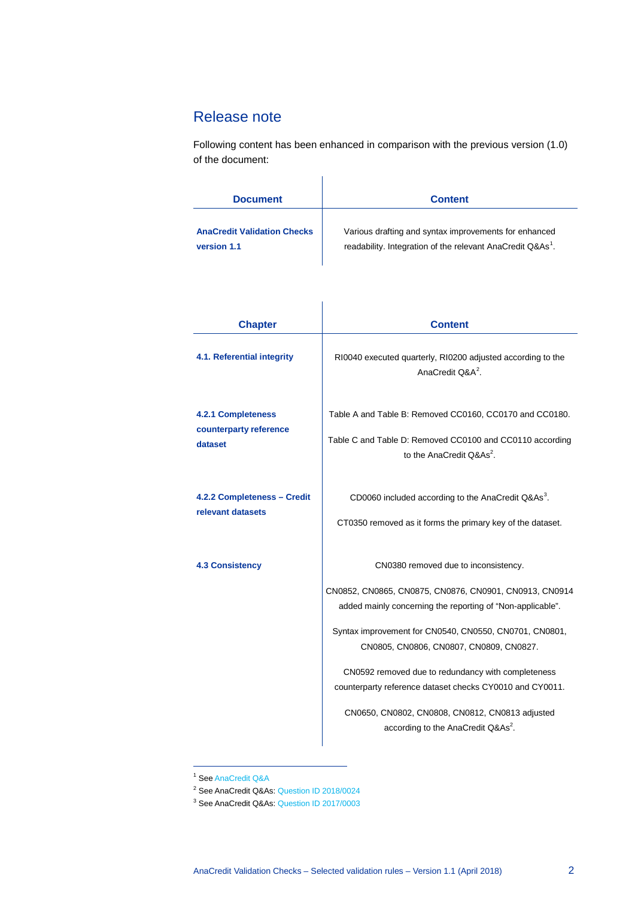## Release note

Following content has been enhanced in comparison with the previous version (1.0) of the document:

| Document | Content |
|---|---|
| **AnaCredit Validation Checks version 1.1** | Various drafting and syntax improvements for enhanced readability. Integration of the relevant AnaCredit Q&As[1]. |

| Chapter | Content |
|---|---|
| **4.1. Referential integrity** | RI0040 executed quarterly, RI0200 adjusted according to the AnaCredit Q&A[2]. |
| **4.2.1 Completeness counterparty reference dataset** | Table A and Table B: Removed CC0160, CC0170 and CC0180.<br><br>Table C and Table D: Removed CC0100 and CC0110 according to the AnaCredit Q&As[2]. |
| **4.2.2 Completeness – Credit relevant datasets** | CD0060 included according to the AnaCredit Q&As[3].<br><br>CT0350 removed as it forms the primary key of the dataset. |
| **4.3 Consistency** | CN0380 removed due to inconsistency.<br><br>CN0852, CN0865, CN0875, CN0876, CN0901, CN0913, CN0914 added mainly concerning the reporting of "Non-applicable".<br><br>Syntax improvement for CN0540, CN0550, CN0701, CN0801, CN0805, CN0806, CN0807, CN0809, CN0827.<br><br>CN0592 removed due to redundancy with completeness counterparty reference dataset checks CY0010 and CY0011.<br><br>CN0650, CN0802, CN0808, CN0812, CN0813 adjusted according to the AnaCredit Q&As[2]. |

---

[1] See AnaCredit Q&A

[2] See AnaCredit Q&As: Question ID 2018/0024

[3] See AnaCredit Q&As: Question ID 2017/0003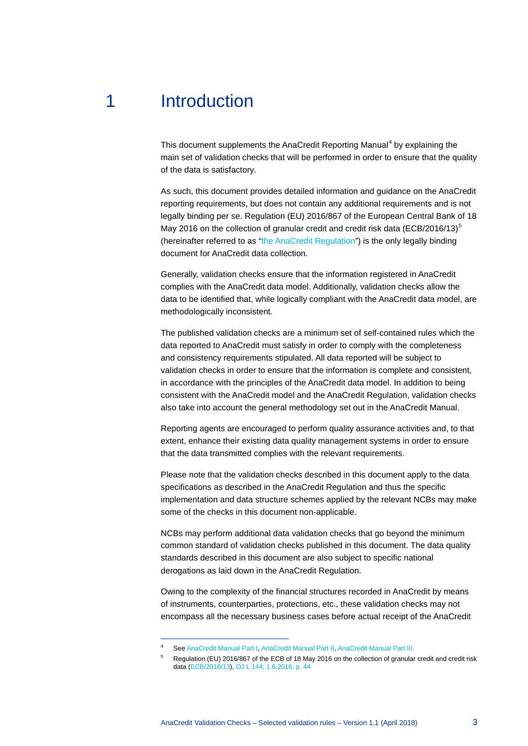# 1 Introduction

This document supplements the AnaCredit Reporting Manual[4] by explaining the main set of validation checks that will be performed in order to ensure that the quality of the data is satisfactory.

As such, this document provides detailed information and guidance on the AnaCredit reporting requirements, but does not contain any additional requirements and is not legally binding per se. Regulation (EU) 2016/867 of the European Central Bank of 18 May 2016 on the collection of granular credit and credit risk data (ECB/2016/13)[5] (hereinafter referred to as "the AnaCredit Regulation") is the only legally binding document for AnaCredit data collection.

Generally, validation checks ensure that the information registered in AnaCredit complies with the AnaCredit data model. Additionally, validation checks allow the data to be identified that, while logically compliant with the AnaCredit data model, are methodologically inconsistent.

The published validation checks are a minimum set of self-contained rules which the data reported to AnaCredit must satisfy in order to comply with the completeness and consistency requirements stipulated. All data reported will be subject to validation checks in order to ensure that the information is complete and consistent, in accordance with the principles of the AnaCredit data model. In addition to being consistent with the AnaCredit model and the AnaCredit Regulation, validation checks also take into account the general methodology set out in the AnaCredit Manual.

Reporting agents are encouraged to perform quality assurance activities and, to that extent, enhance their existing data quality management systems in order to ensure that the data transmitted complies with the relevant requirements.

Please note that the validation checks described in this document apply to the data specifications as described in the AnaCredit Regulation and thus the specific implementation and data structure schemes applied by the relevant NCBs may make some of the checks in this document non-applicable.

NCBs may perform additional data validation checks that go beyond the minimum common standard of validation checks published in this document. The data quality standards described in this document are also subject to specific national derogations as laid down in the AnaCredit Regulation.

Owing to the complexity of the financial structures recorded in AnaCredit by means of instruments, counterparties, protections, etc., these validation checks may not encompass all the necessary business cases before actual receipt of the AnaCredit

---

[4] See AnaCredit Manual Part I, AnaCredit Manual Part II, AnaCredit Manual Part III.

[5] Regulation (EU) 2016/867 of the ECB of 18 May 2016 on the collection of granular credit and credit risk data (ECB/2016/13), OJ L 144, 1.6.2016, p. 44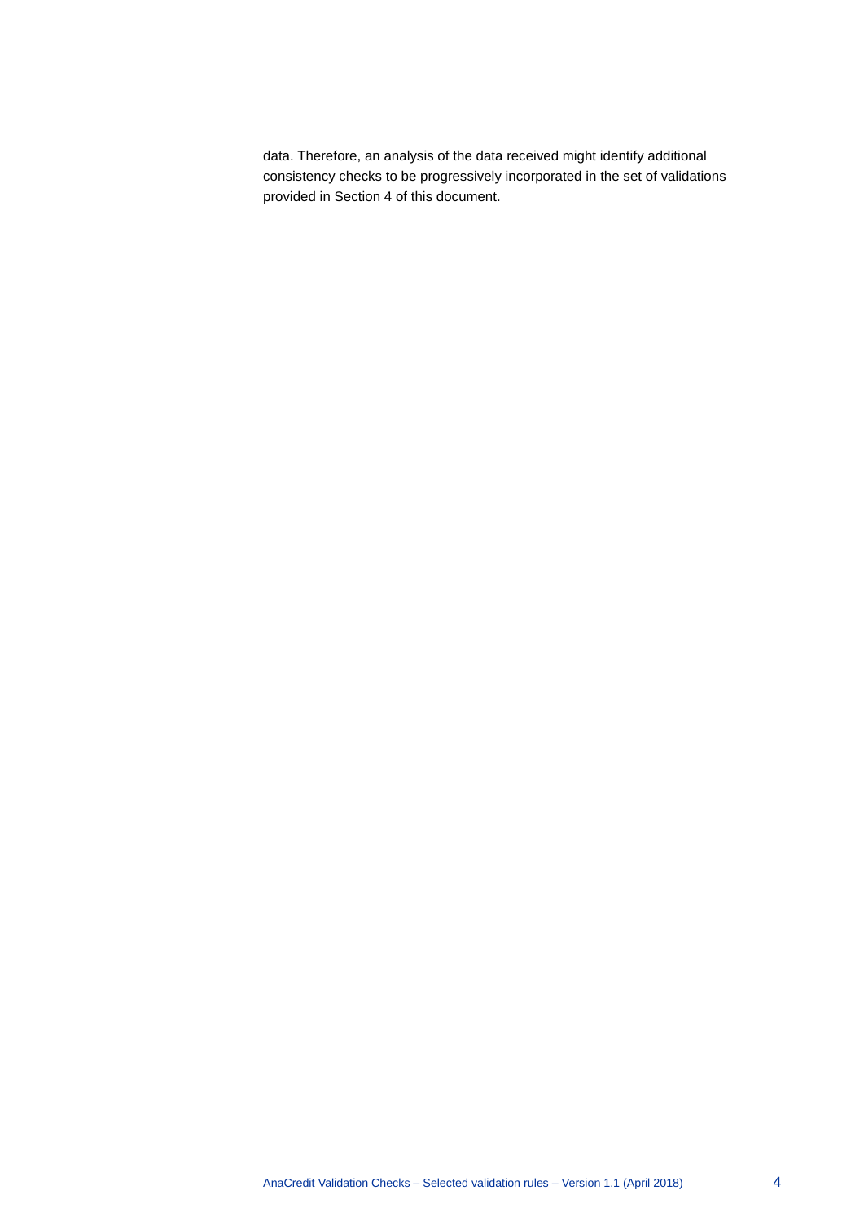data. Therefore, an analysis of the data received might identify additional consistency checks to be progressively incorporated in the set of validations provided in Section 4 of this document.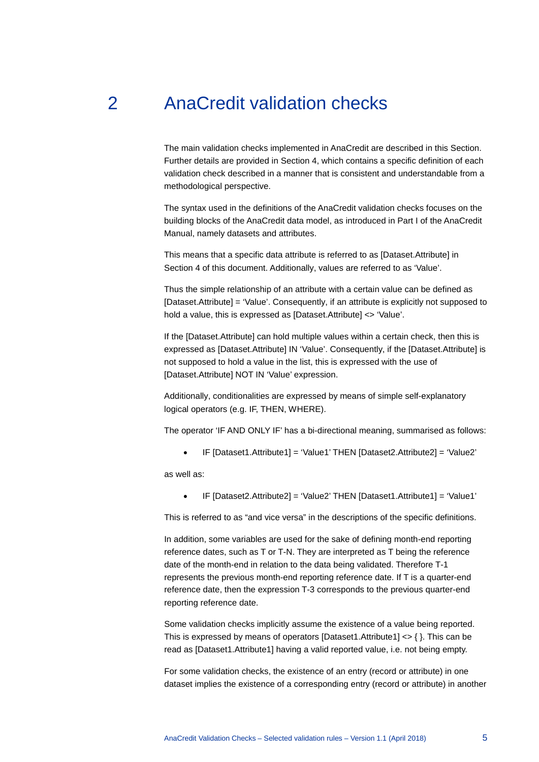# 2 AnaCredit validation checks

The main validation checks implemented in AnaCredit are described in this Section. Further details are provided in Section 4, which contains a specific definition of each validation check described in a manner that is consistent and understandable from a methodological perspective.

The syntax used in the definitions of the AnaCredit validation checks focuses on the building blocks of the AnaCredit data model, as introduced in Part I of the AnaCredit Manual, namely datasets and attributes.

This means that a specific data attribute is referred to as [Dataset.Attribute] in Section 4 of this document. Additionally, values are referred to as 'Value'.

Thus the simple relationship of an attribute with a certain value can be defined as [Dataset.Attribute] = 'Value'. Consequently, if an attribute is explicitly not supposed to hold a value, this is expressed as [Dataset.Attribute] <> 'Value'.

If the [Dataset.Attribute] can hold multiple values within a certain check, then this is expressed as [Dataset.Attribute] IN 'Value'. Consequently, if the [Dataset.Attribute] is not supposed to hold a value in the list, this is expressed with the use of [Dataset.Attribute] NOT IN 'Value' expression.

Additionally, conditionalities are expressed by means of simple self-explanatory logical operators (e.g. IF, THEN, WHERE).

The operator 'IF AND ONLY IF' has a bi-directional meaning, summarised as follows:

- IF [Dataset1.Attribute1] = 'Value1' THEN [Dataset2.Attribute2] = 'Value2'

as well as:

- IF [Dataset2.Attribute2] = 'Value2' THEN [Dataset1.Attribute1] = 'Value1'

This is referred to as "and vice versa" in the descriptions of the specific definitions.

In addition, some variables are used for the sake of defining month-end reporting reference dates, such as T or T-N. They are interpreted as T being the reference date of the month-end in relation to the data being validated. Therefore T-1 represents the previous month-end reporting reference date. If T is a quarter-end reference date, then the expression T-3 corresponds to the previous quarter-end reporting reference date.

Some validation checks implicitly assume the existence of a value being reported. This is expressed by means of operators [Dataset1.Attribute1] <> { }. This can be read as [Dataset1.Attribute1] having a valid reported value, i.e. not being empty.

For some validation checks, the existence of an entry (record or attribute) in one dataset implies the existence of a corresponding entry (record or attribute) in another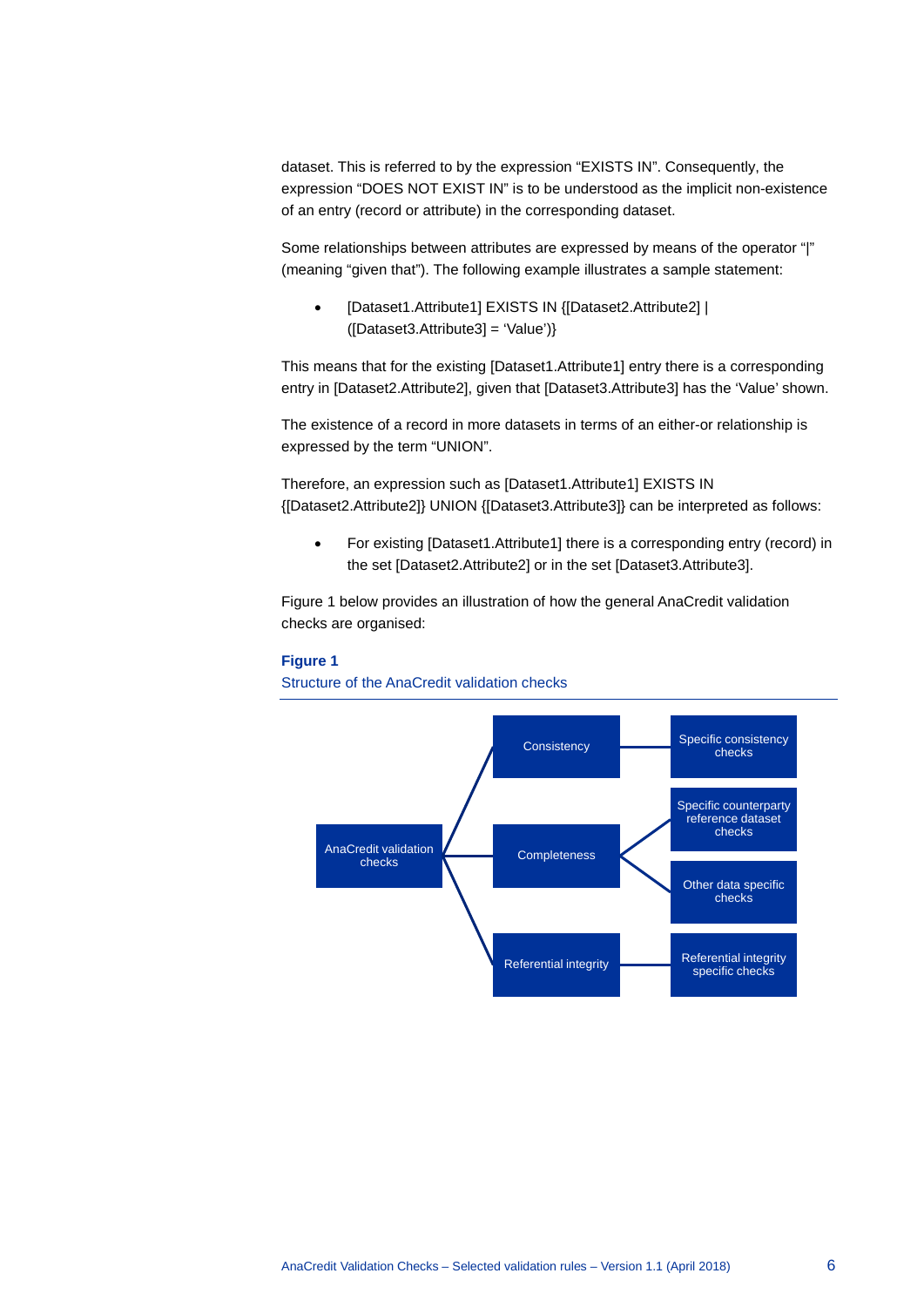dataset. This is referred to by the expression “EXISTS IN”. Consequently, the expression “DOES NOT EXIST IN” is to be understood as the implicit non-existence of an entry (record or attribute) in the corresponding dataset.

Some relationships between attributes are expressed by means of the operator “|” (meaning “given that”). The following example illustrates a sample statement:

- [Dataset1.Attribute1] EXISTS IN {[Dataset2.Attribute2] | ([Dataset3.Attribute3] = ‘Value’)}

This means that for the existing [Dataset1.Attribute1] entry there is a corresponding entry in [Dataset2.Attribute2], given that [Dataset3.Attribute3] has the ‘Value’ shown.

The existence of a record in more datasets in terms of an either-or relationship is expressed by the term “UNION”.

Therefore, an expression such as [Dataset1.Attribute1] EXISTS IN {[Dataset2.Attribute2]} UNION {[Dataset3.Attribute3]} can be interpreted as follows:

- For existing [Dataset1.Attribute1] there is a corresponding entry (record) in the set [Dataset2.Attribute2] or in the set [Dataset3.Attribute3].

Figure 1 below provides an illustration of how the general AnaCredit validation checks are organised:

**Figure 1**

Structure of the AnaCredit validation checks

- AnaCredit validation checks
  - Consistency
    - Specific consistency checks
  - Completeness
    - Specific counterparty reference dataset checks
    - Other data specific checks
  - Referential integrity
    - Referential integrity specific checks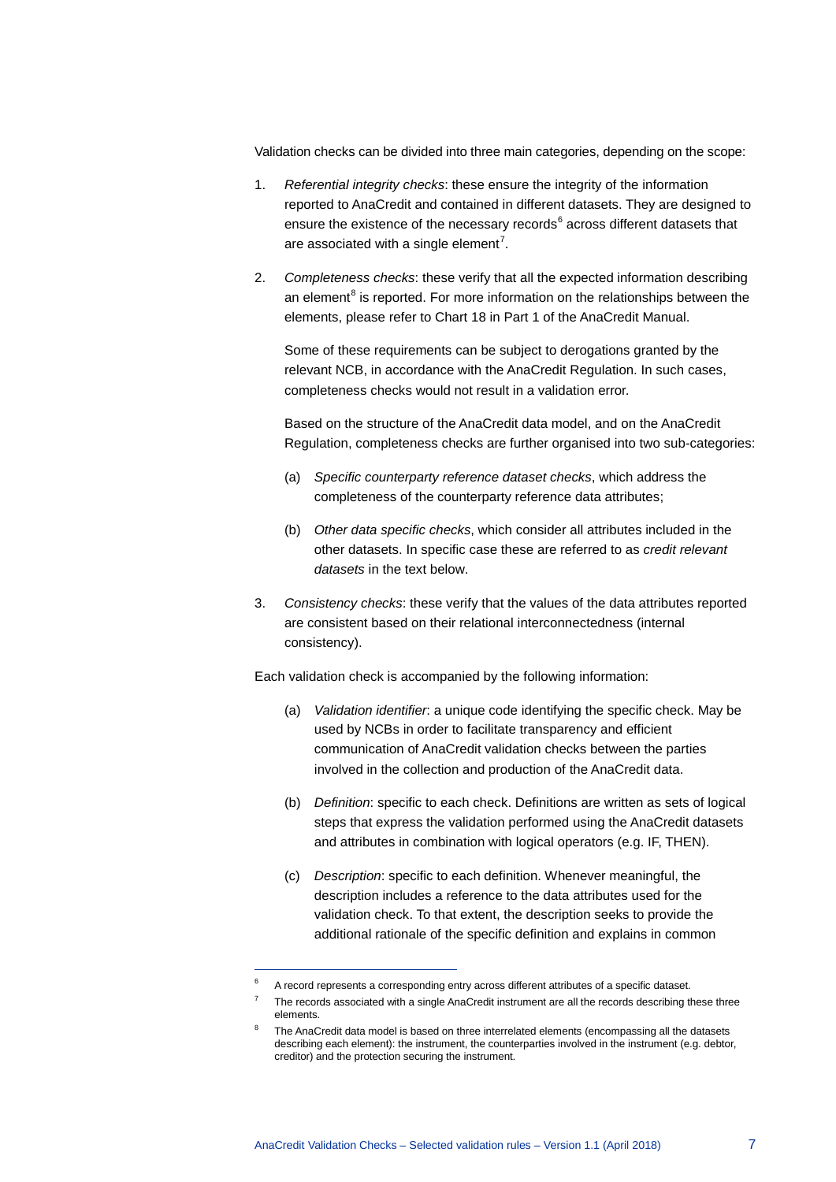Validation checks can be divided into three main categories, depending on the scope:

1. *Referential integrity checks*: these ensure the integrity of the information reported to AnaCredit and contained in different datasets. They are designed to ensure the existence of the necessary records[6] across different datasets that are associated with a single element[7].

2. *Completeness checks*: these verify that all the expected information describing an element[8] is reported. For more information on the relationships between the elements, please refer to Chart 18 in Part 1 of the AnaCredit Manual.

   Some of these requirements can be subject to derogations granted by the relevant NCB, in accordance with the AnaCredit Regulation. In such cases, completeness checks would not result in a validation error.

   Based on the structure of the AnaCredit data model, and on the AnaCredit Regulation, completeness checks are further organised into two sub-categories:

   (a) *Specific counterparty reference dataset checks*, which address the completeness of the counterparty reference data attributes;

   (b) *Other data specific checks*, which consider all attributes included in the other datasets. In specific case these are referred to as *credit relevant datasets* in the text below.

3. *Consistency checks*: these verify that the values of the data attributes reported are consistent based on their relational interconnectedness (internal consistency).

Each validation check is accompanied by the following information:

(a) *Validation identifier*: a unique code identifying the specific check. May be used by NCBs in order to facilitate transparency and efficient communication of AnaCredit validation checks between the parties involved in the collection and production of the AnaCredit data.

(b) *Definition*: specific to each check. Definitions are written as sets of logical steps that express the validation performed using the AnaCredit datasets and attributes in combination with logical operators (e.g. IF, THEN).

(c) *Description*: specific to each definition. Whenever meaningful, the description includes a reference to the data attributes used for the validation check. To that extent, the description seeks to provide the additional rationale of the specific definition and explains in common

---

[6] A record represents a corresponding entry across different attributes of a specific dataset.

[7] The records associated with a single AnaCredit instrument are all the records describing these three elements.

[8] The AnaCredit data model is based on three interrelated elements (encompassing all the datasets describing each element): the instrument, the counterparties involved in the instrument (e.g. debtor, creditor) and the protection securing the instrument.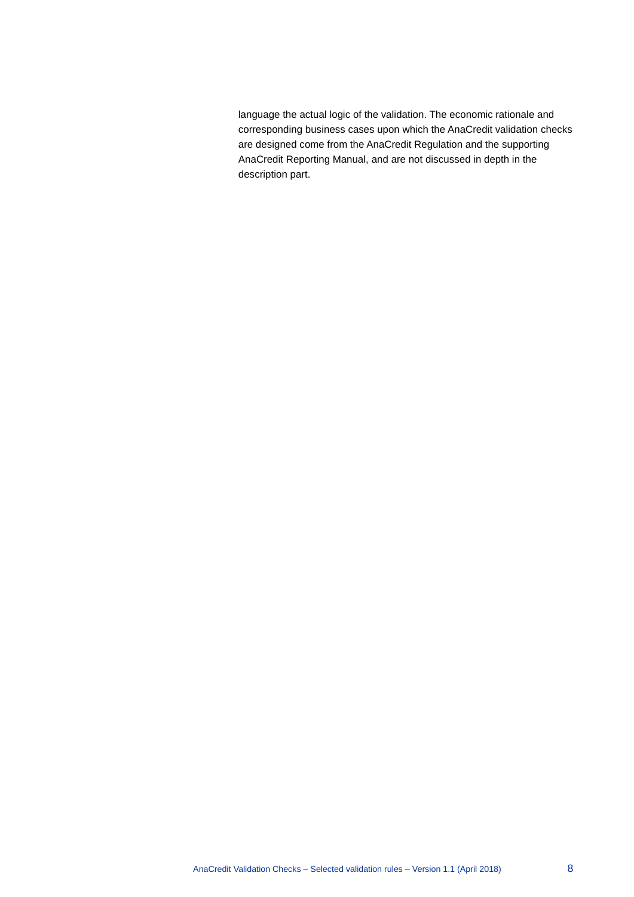language the actual logic of the validation. The economic rationale and corresponding business cases upon which the AnaCredit validation checks are designed come from the AnaCredit Regulation and the supporting AnaCredit Reporting Manual, and are not discussed in depth in the description part.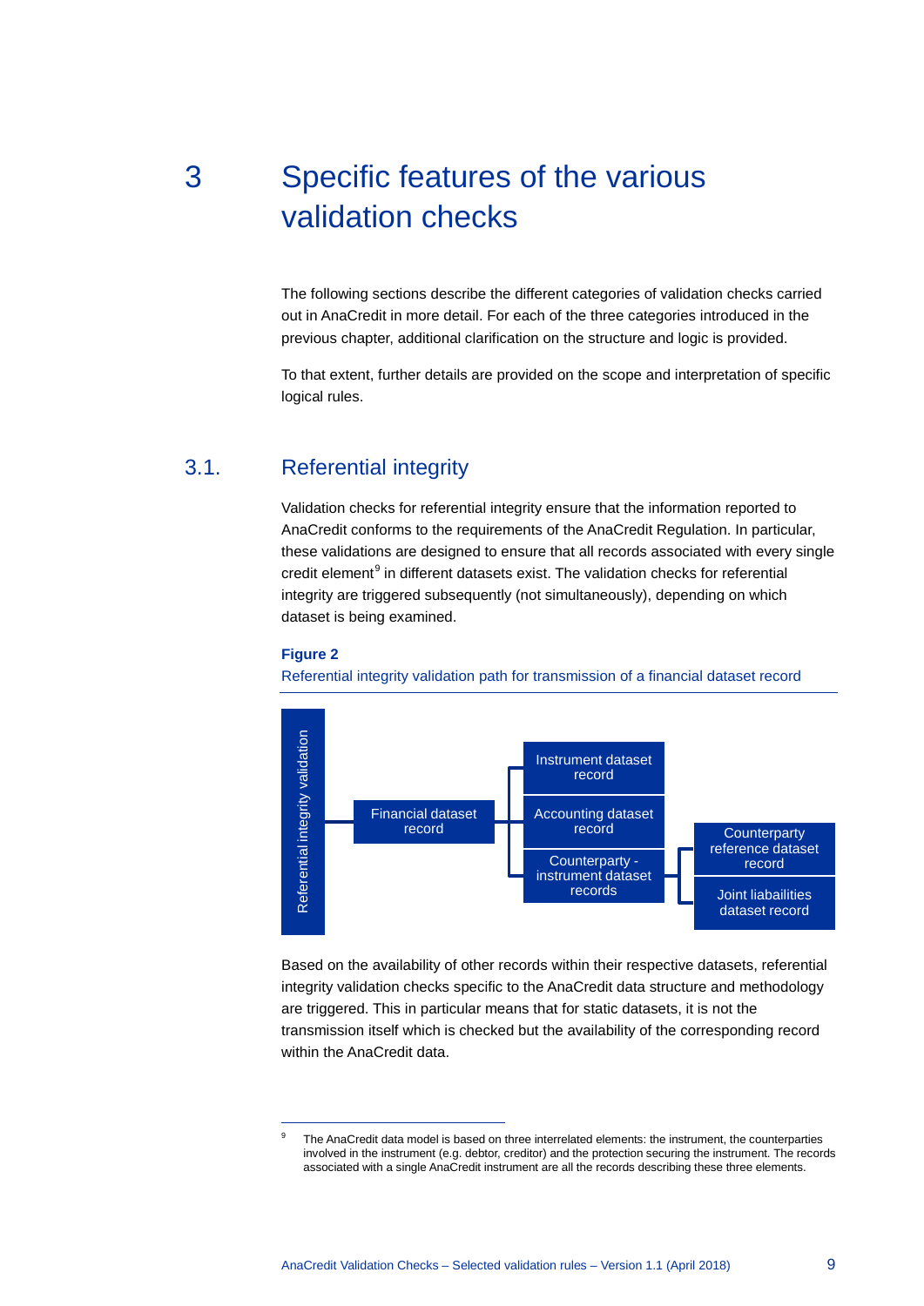# 3 Specific features of the various validation checks

The following sections describe the different categories of validation checks carried out in AnaCredit in more detail. For each of the three categories introduced in the previous chapter, additional clarification on the structure and logic is provided.

To that extent, further details are provided on the scope and interpretation of specific logical rules.

## 3.1. Referential integrity

Validation checks for referential integrity ensure that the information reported to AnaCredit conforms to the requirements of the AnaCredit Regulation. In particular, these validations are designed to ensure that all records associated with every single credit element[9] in different datasets exist. The validation checks for referential integrity are triggered subsequently (not simultaneously), depending on which dataset is being examined.

**Figure 2**

Referential integrity validation path for transmission of a financial dataset record

Referential integrity validation

Financial dataset record

Instrument dataset record

Accounting dataset record

Counterparty - instrument dataset records

Counterparty reference dataset record

Joint laibailities dataset record

Based on the availability of other records within their respective datasets, referential integrity validation checks specific to the AnaCredit data structure and methodology are triggered. This in particular means that for static datasets, it is not the transmission itself which is checked but the availability of the corresponding record within the AnaCredit data.

---

[9] The AnaCredit data model is based on three interrelated elements: the instrument, the counterparties involved in the instrument (e.g. debtor, creditor) and the protection securing the instrument. The records associated with a single AnaCredit instrument are all the records describing these three elements.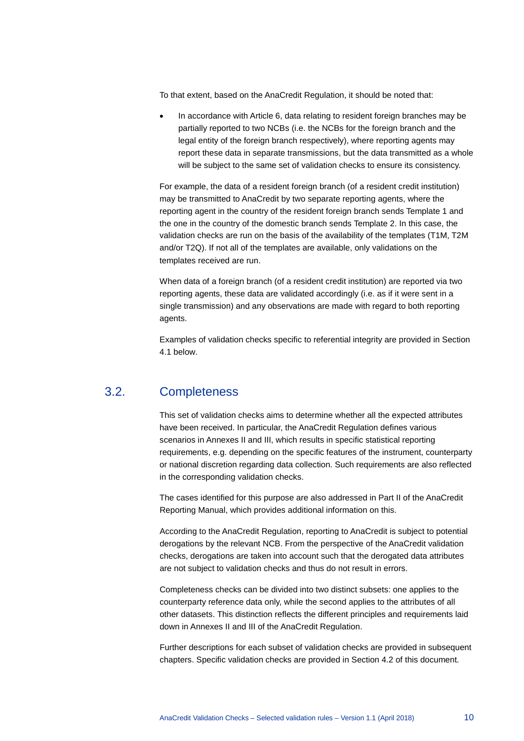To that extent, based on the AnaCredit Regulation, it should be noted that:

- In accordance with Article 6, data relating to resident foreign branches may be partially reported to two NCBs (i.e. the NCBs for the foreign branch and the legal entity of the foreign branch respectively), where reporting agents may report these data in separate transmissions, but the data transmitted as a whole will be subject to the same set of validation checks to ensure its consistency.

For example, the data of a resident foreign branch (of a resident credit institution) may be transmitted to AnaCredit by two separate reporting agents, where the reporting agent in the country of the resident foreign branch sends Template 1 and the one in the country of the domestic branch sends Template 2. In this case, the validation checks are run on the basis of the availability of the templates (T1M, T2M and/or T2Q). If not all of the templates are available, only validations on the templates received are run.

When data of a foreign branch (of a resident credit institution) are reported via two reporting agents, these data are validated accordingly (i.e. as if it were sent in a single transmission) and any observations are made with regard to both reporting agents.

Examples of validation checks specific to referential integrity are provided in Section 4.1 below.

## 3.2. Completeness

This set of validation checks aims to determine whether all the expected attributes have been received. In particular, the AnaCredit Regulation defines various scenarios in Annexes II and III, which results in specific statistical reporting requirements, e.g. depending on the specific features of the instrument, counterparty or national discretion regarding data collection. Such requirements are also reflected in the corresponding validation checks.

The cases identified for this purpose are also addressed in Part II of the AnaCredit Reporting Manual, which provides additional information on this.

According to the AnaCredit Regulation, reporting to AnaCredit is subject to potential derogations by the relevant NCB. From the perspective of the AnaCredit validation checks, derogations are taken into account such that the derogated data attributes are not subject to validation checks and thus do not result in errors.

Completeness checks can be divided into two distinct subsets: one applies to the counterparty reference data only, while the second applies to the attributes of all other datasets. This distinction reflects the different principles and requirements laid down in Annexes II and III of the AnaCredit Regulation.

Further descriptions for each subset of validation checks are provided in subsequent chapters. Specific validation checks are provided in Section 4.2 of this document.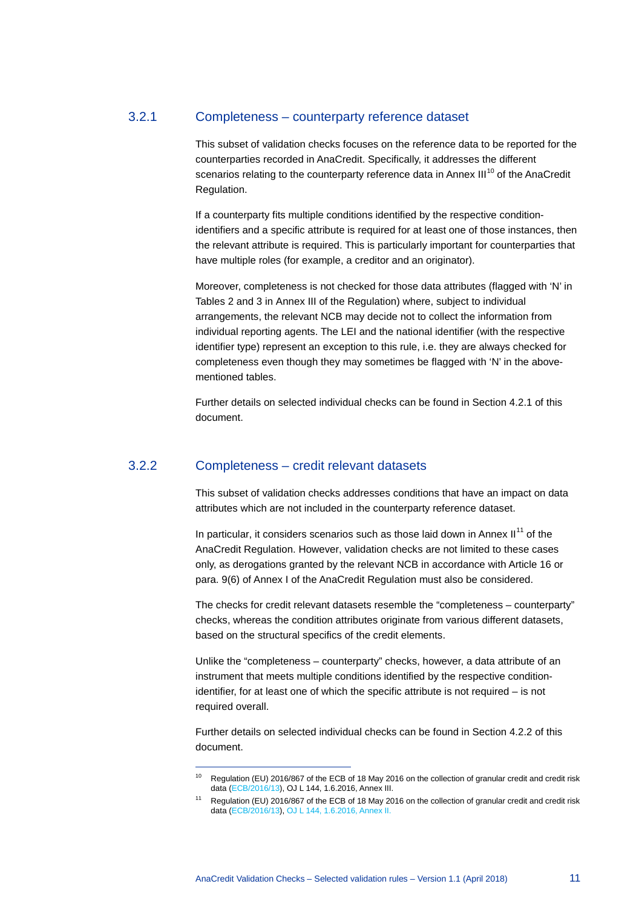### 3.2.1 Completeness – counterparty reference dataset

This subset of validation checks focuses on the reference data to be reported for the counterparties recorded in AnaCredit. Specifically, it addresses the different scenarios relating to the counterparty reference data in Annex III[10] of the AnaCredit Regulation.

If a counterparty fits multiple conditions identified by the respective condition-identifiers and a specific attribute is required for at least one of those instances, then the relevant attribute is required. This is particularly important for counterparties that have multiple roles (for example, a creditor and an originator).

Moreover, completeness is not checked for those data attributes (flagged with 'N' in Tables 2 and 3 in Annex III of the Regulation) where, subject to individual arrangements, the relevant NCB may decide not to collect the information from individual reporting agents. The LEI and the national identifier (with the respective identifier type) represent an exception to this rule, i.e. they are always checked for completeness even though they may sometimes be flagged with 'N' in the above-mentioned tables.

Further details on selected individual checks can be found in Section 4.2.1 of this document.

### 3.2.2 Completeness – credit relevant datasets

This subset of validation checks addresses conditions that have an impact on data attributes which are not included in the counterparty reference dataset.

In particular, it considers scenarios such as those laid down in Annex II[11] of the AnaCredit Regulation. However, validation checks are not limited to these cases only, as derogations granted by the relevant NCB in accordance with Article 16 or para. 9(6) of Annex I of the AnaCredit Regulation must also be considered.

The checks for credit relevant datasets resemble the "completeness – counterparty" checks, whereas the condition attributes originate from various different datasets, based on the structural specifics of the credit elements.

Unlike the "completeness – counterparty" checks, however, a data attribute of an instrument that meets multiple conditions identified by the respective condition-identifier, for at least one of which the specific attribute is not required – is not required overall.

Further details on selected individual checks can be found in Section 4.2.2 of this document.

---

[10] Regulation (EU) 2016/867 of the ECB of 18 May 2016 on the collection of granular credit and credit risk data (ECB/2016/13), OJ L 144, 1.6.2016, Annex III.

[11] Regulation (EU) 2016/867 of the ECB of 18 May 2016 on the collection of granular credit and credit risk data (ECB/2016/13), OJ L 144, 1.6.2016, Annex II.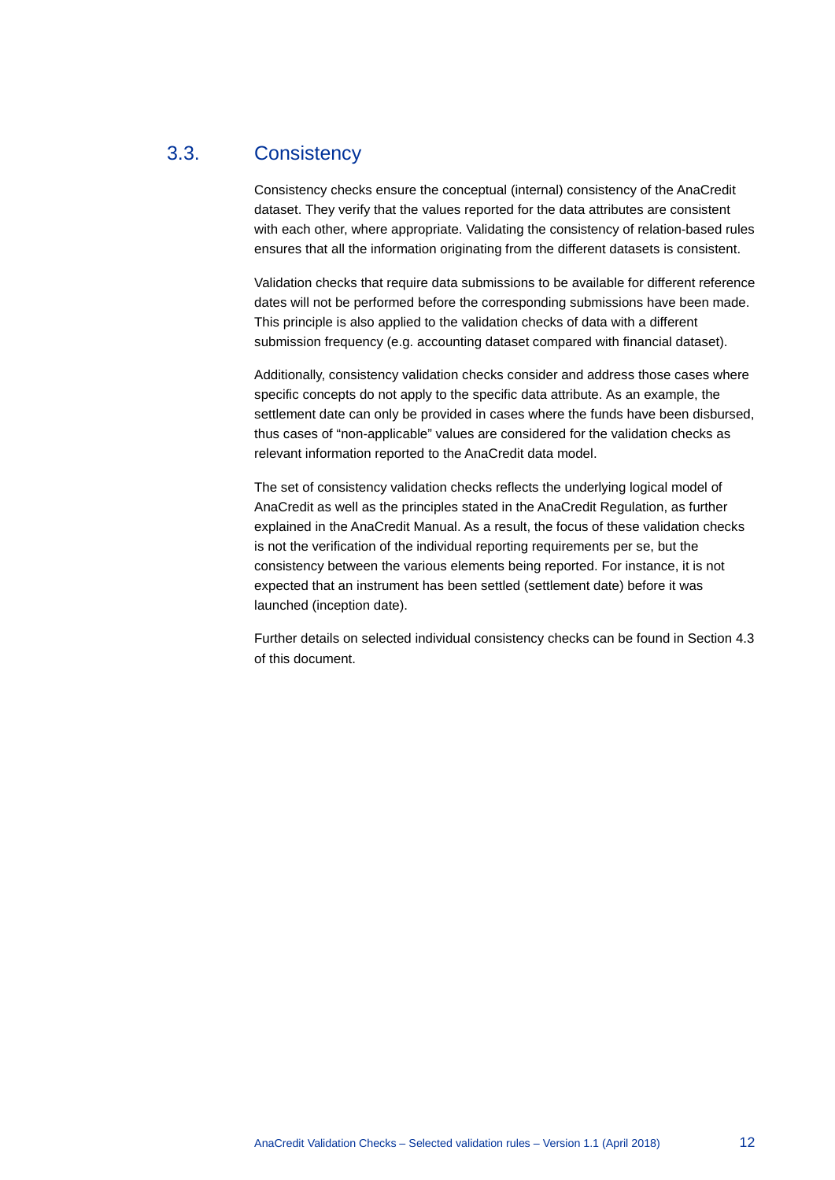## 3.3. Consistency

Consistency checks ensure the conceptual (internal) consistency of the AnaCredit dataset. They verify that the values reported for the data attributes are consistent with each other, where appropriate. Validating the consistency of relation-based rules ensures that all the information originating from the different datasets is consistent.

Validation checks that require data submissions to be available for different reference dates will not be performed before the corresponding submissions have been made. This principle is also applied to the validation checks of data with a different submission frequency (e.g. accounting dataset compared with financial dataset).

Additionally, consistency validation checks consider and address those cases where specific concepts do not apply to the specific data attribute. As an example, the settlement date can only be provided in cases where the funds have been disbursed, thus cases of "non-applicable" values are considered for the validation checks as relevant information reported to the AnaCredit data model.

The set of consistency validation checks reflects the underlying logical model of AnaCredit as well as the principles stated in the AnaCredit Regulation, as further explained in the AnaCredit Manual. As a result, the focus of these validation checks is not the verification of the individual reporting requirements per se, but the consistency between the various elements being reported. For instance, it is not expected that an instrument has been settled (settlement date) before it was launched (inception date).

Further details on selected individual consistency checks can be found in Section 4.3 of this document.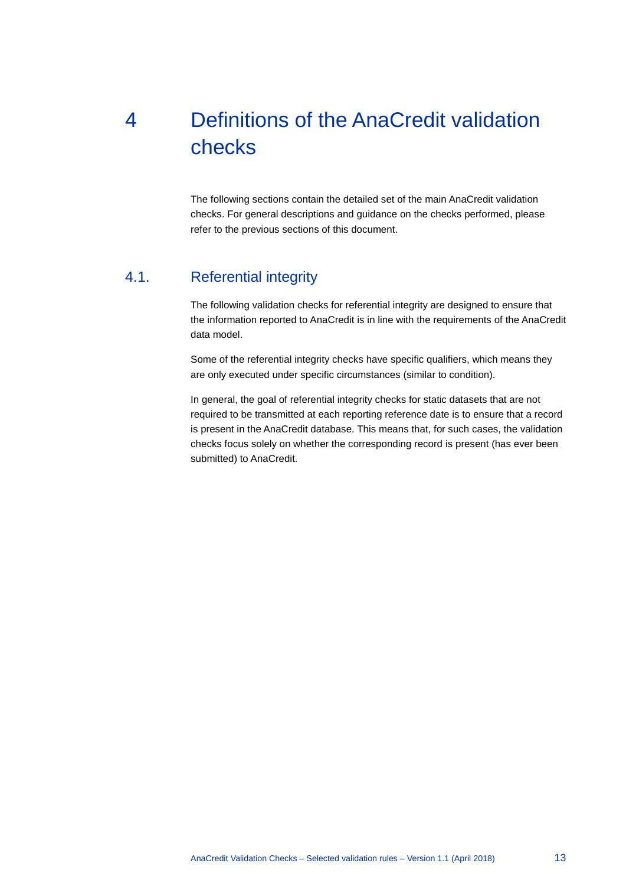# 4 Definitions of the AnaCredit validation checks

The following sections contain the detailed set of the main AnaCredit validation checks. For general descriptions and guidance on the checks performed, please refer to the previous sections of this document.

## 4.1. Referential integrity

The following validation checks for referential integrity are designed to ensure that the information reported to AnaCredit is in line with the requirements of the AnaCredit data model.

Some of the referential integrity checks have specific qualifiers, which means they are only executed under specific circumstances (similar to condition).

In general, the goal of referential integrity checks for static datasets that are not required to be transmitted at each reporting reference date is to ensure that a record is present in the AnaCredit database. This means that, for such cases, the validation checks focus solely on whether the corresponding record is present (has ever been submitted) to AnaCredit.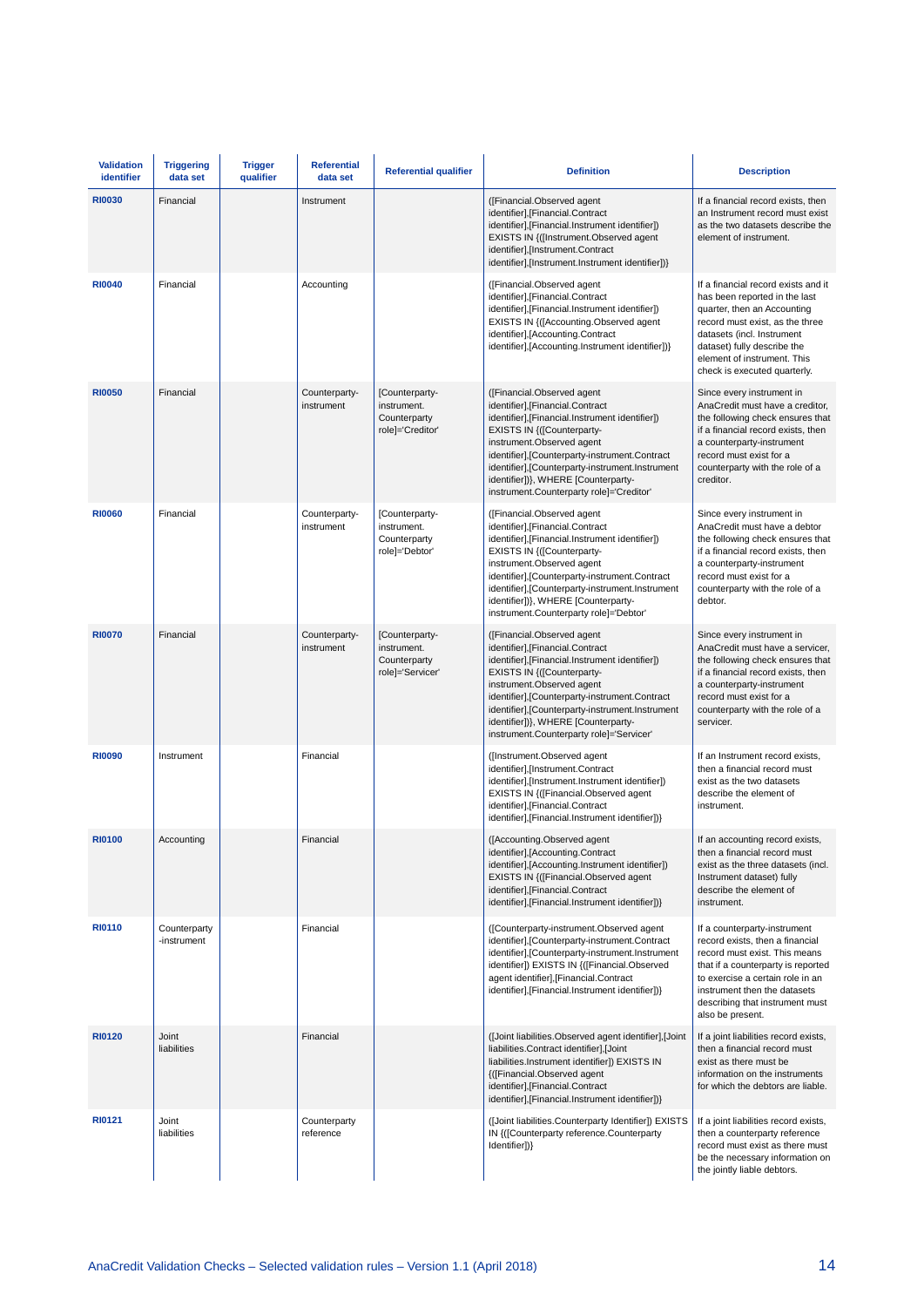| Validation identifier | Triggering data set | Trigger qualifier | Referential data set | Referential qualifier | Definition | Description |
|---|---|---|---|---|---|---|
| **RI0030** | Financial | | Instrument | | ([Financial.Observed agent identifier],[Financial.Contract identifier],[Financial.Instrument identifier]) EXISTS IN {([Instrument.Observed agent identifier],[Instrument.Contract identifier],[Instrument.Instrument identifier])} | If a financial record exists, then an Instrument record must exist as the two datasets describe the element of instrument. |
| **RI0040** | Financial | | Accounting | | ([Financial.Observed agent identifier],[Financial.Contract identifier],[Financial.Instrument identifier]) EXISTS IN {([Accounting.Observed agent identifier],[Accounting.Contract identifier],[Accounting.Instrument identifier])} | If a financial record exists and it has been reported in the last quarter, then an Accounting record must exist, as the three datasets (incl. Instrument dataset) fully describe the element of instrument. This check is executed quarterly. |
| **RI0050** | Financial | | Counterparty-instrument | [Counterparty-instrument. Counterparty role]='Creditor' | ([Financial.Observed agent identifier],[Financial.Contract identifier],[Financial.Instrument identifier]) EXISTS IN {([Counterparty-instrument.Observed agent identifier],[Counterparty-instrument.Contract identifier],[Counterparty-instrument.Instrument identifier])}, WHERE [Counterparty-instrument.Counterparty role]='Creditor' | Since every instrument in AnaCredit must have a creditor, the following check ensures that if a financial record exists, then a counterparty-instrument record must exist for a counterparty with the role of a creditor. |
| **RI0060** | Financial | | Counterparty-instrument | [Counterparty-instrument. Counterparty role]='Debtor' | ([Financial.Observed agent identifier],[Financial.Contract identifier],[Financial.Instrument identifier]) EXISTS IN {([Counterparty-instrument.Observed agent identifier],[Counterparty-instrument.Contract identifier],[Counterparty-instrument.Instrument identifier])}, WHERE [Counterparty-instrument.Counterparty role]='Debtor' | Since every instrument in AnaCredit must have a debtor the following check ensures that if a financial record exists, then a counterparty-instrument record must exist for a counterparty with the role of a debtor. |
| **RI0070** | Financial | | Counterparty-instrument | [Counterparty-instrument. Counterparty role]='Servicer' | ([Financial.Observed agent identifier],[Financial.Contract identifier],[Financial.Instrument identifier]) EXISTS IN {([Counterparty-instrument.Observed agent identifier],[Counterparty-instrument.Contract identifier],[Counterparty-instrument.Instrument identifier])}, WHERE [Counterparty-instrument.Counterparty role]='Servicer' | Since every instrument in AnaCredit must have a servicer, the following check ensures that if a financial record exists, then a counterparty-instrument record must exist for a counterparty with the role of a servicer. |
| **RI0090** | Instrument | | Financial | | ([Instrument.Observed agent identifier],[Instrument.Contract identifier],[Instrument.Instrument identifier]) EXISTS IN {([Financial.Observed agent identifier],[Financial.Contract identifier],[Financial.Instrument identifier])} | If an Instrument record exists, then a financial record must exist as the two datasets describe the element of instrument. |
| **RI0100** | Accounting | | Financial | | ([Accounting.Observed agent identifier],[Accounting.Contract identifier],[Accounting.Instrument identifier]) EXISTS IN {([Financial.Observed agent identifier],[Financial.Contract identifier],[Financial.Instrument identifier])} | If an accounting record exists, then a financial record must exist as the three datasets (incl. Instrument dataset) fully describe the element of instrument. |
| **RI0110** | Counterparty -instrument | | Financial | | ([Counterparty-instrument.Observed agent identifier],[Counterparty-instrument.Contract identifier],[Counterparty-instrument.Instrument identifier]) EXISTS IN {([Financial.Observed agent identifier],[Financial.Contract identifier],[Financial.Instrument identifier])} | If a counterparty-instrument record exists, then a financial record must exist. This means that if a counterparty is reported to exercise a certain role in an instrument then the datasets describing that instrument must also be present. |
| **RI0120** | Joint liabilities | | Financial | | ([Joint liabilities.Observed agent identifier],[Joint liabilities.Contract identifier],[Joint liabilities.Instrument identifier]) EXISTS IN {([Financial.Observed agent identifier],[Financial.Contract identifier],[Financial.Instrument identifier])} | If a joint liabilities record exists, then a financial record must exist as there must be information on the instruments for which the debtors are liable. |
| **RI0121** | Joint liabilities | | Counterparty reference | | ([Joint liabilities.Counterparty Identifier]) EXISTS IN {([Counterparty reference.Counterparty Identifier])} | If a joint liabilities record exists, then a counterparty reference record must exist as there must be the necessary information on the jointly liable debtors. |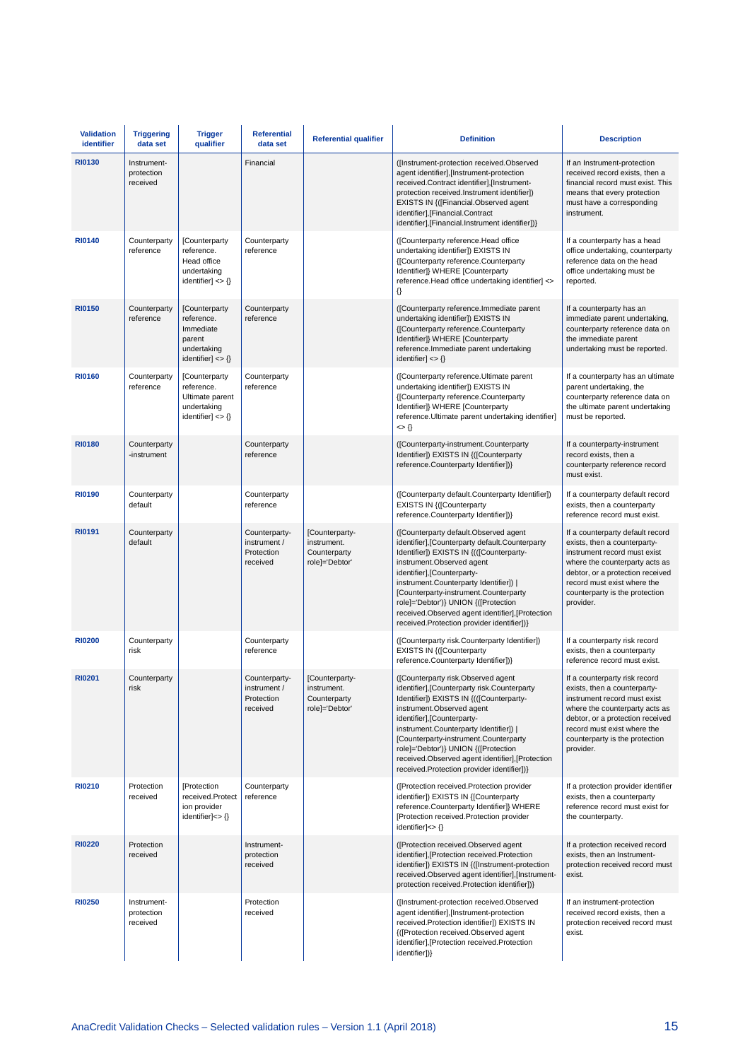| Validation identifier | Triggering data set | Trigger qualifier | Referential data set | Referential qualifier | Definition | Description |
|---|---|---|---|---|---|---|
| **RI0130** | Instrument-protection received | | Financial | | ([Instrument-protection received.Observed agent identifier],[Instrument-protection received.Contract identifier],[Instrument-protection received.Instrument identifier]) EXISTS IN {([Financial.Observed agent identifier],[Financial.Contract identifier],[Financial.Instrument identifier])} | If an Instrument-protection received record exists, then a financial record must exist. This means that every protection must have a corresponding instrument. |
| **RI0140** | Counterparty reference | [Counterparty reference. Head office undertaking identifier] <> {} | Counterparty reference | | ([Counterparty reference.Head office undertaking identifier]) EXISTS IN {[Counterparty reference.Counterparty Identifier]} WHERE [Counterparty reference.Head office undertaking identifier] <> {} | If a counterparty has a head office undertaking, counterparty reference data on the head office undertaking must be reported. |
| **RI0150** | Counterparty reference | [Counterparty reference. Immediate parent undertaking identifier] <> {} | Counterparty reference | | ([Counterparty reference.Immediate parent undertaking identifier]) EXISTS IN {[Counterparty reference.Counterparty Identifier]} WHERE [Counterparty reference.Immediate parent undertaking identifier] <> {} | If a counterparty has an immediate parent undertaking, counterparty reference data on the immediate parent undertaking must be reported. |
| **RI0160** | Counterparty reference | [Counterparty reference. Ultimate parent undertaking identifier] <> {} | Counterparty reference | | ([Counterparty reference.Ultimate parent undertaking identifier]) EXISTS IN {[Counterparty reference.Counterparty Identifier]} WHERE [Counterparty reference.Ultimate parent undertaking identifier] <> {} | If a counterparty has an ultimate parent undertaking, the counterparty reference data on the ultimate parent undertaking must be reported. |
| **RI0180** | Counterparty-instrument | | Counterparty reference | | ([Counterparty-instrument.Counterparty Identifier]) EXISTS IN {([Counterparty reference.Counterparty Identifier])} | If a counterparty-instrument record exists, then a counterparty reference record must exist. |
| **RI0190** | Counterparty default | | Counterparty reference | | ([Counterparty default.Counterparty Identifier]) EXISTS IN {([Counterparty reference.Counterparty Identifier])} | If a counterparty default record exists, then a counterparty reference record must exist. |
| **RI0191** | Counterparty default | | Counterparty-instrument / Protection received | [Counterparty-instrument. Counterparty role]='Debtor' | ([Counterparty default.Observed agent identifier],[Counterparty default.Counterparty Identifier]) EXISTS IN {([Counterparty-instrument.Observed agent identifier],[Counterparty-instrument.Counterparty Identifier]) \| [Counterparty-instrument.Counterparty role]='Debtor')} UNION {([Protection received.Observed agent identifier],[Protection received.Protection provider identifier])} | If a counterparty default record exists, then a counterparty-instrument record must exist where the counterparty acts as debtor, or a protection received record must exist where the counterparty is the protection provider. |
| **RI0200** | Counterparty risk | | Counterparty reference | | ([Counterparty risk.Counterparty Identifier]) EXISTS IN {([Counterparty reference.Counterparty Identifier])} | If a counterparty risk record exists, then a counterparty reference record must exist. |
| **RI0201** | Counterparty risk | | Counterparty-instrument / Protection received | [Counterparty-instrument. Counterparty role]='Debtor' | ([Counterparty risk.Observed agent identifier],[Counterparty risk.Counterparty Identifier]) EXISTS IN {([Counterparty-instrument.Observed agent identifier],[Counterparty-instrument.Counterparty Identifier]) \| [Counterparty-instrument.Counterparty role]='Debtor')} UNION {([Protection received.Observed agent identifier],[Protection received.Protection provider identifier])} | If a counterparty risk record exists, then a counterparty-instrument record must exist where the counterparty acts as debtor, or a protection received record must exist where the counterparty is the protection provider. |
| **RI0210** | Protection received | [Protection received.Protection provider identifier]<> {} | Counterparty reference | | ([Protection received.Protection provider identifier]) EXISTS IN {[Counterparty reference.Counterparty Identifier]} WHERE [Protection received.Protection provider identifier]<> {} | If a protection provider identifier exists, then a counterparty reference record must exist for the counterparty. |
| **RI0220** | Protection received | | Instrument-protection received | | ([Protection received.Observed agent identifier],[Protection received.Protection identifier]) EXISTS IN {([Instrument-protection received.Observed agent identifier],[Instrument-protection received.Protection identifier])} | If a protection received record exists, then an Instrument-protection received record must exist. |
| **RI0250** | Instrument-protection received | | Protection received | | ([Instrument-protection received.Observed agent identifier],[Instrument-protection received.Protection identifier]) EXISTS IN {([Protection received.Observed agent identifier],[Protection received.Protection identifier])} | If an instrument-protection received record exists, then a protection received record must exist. |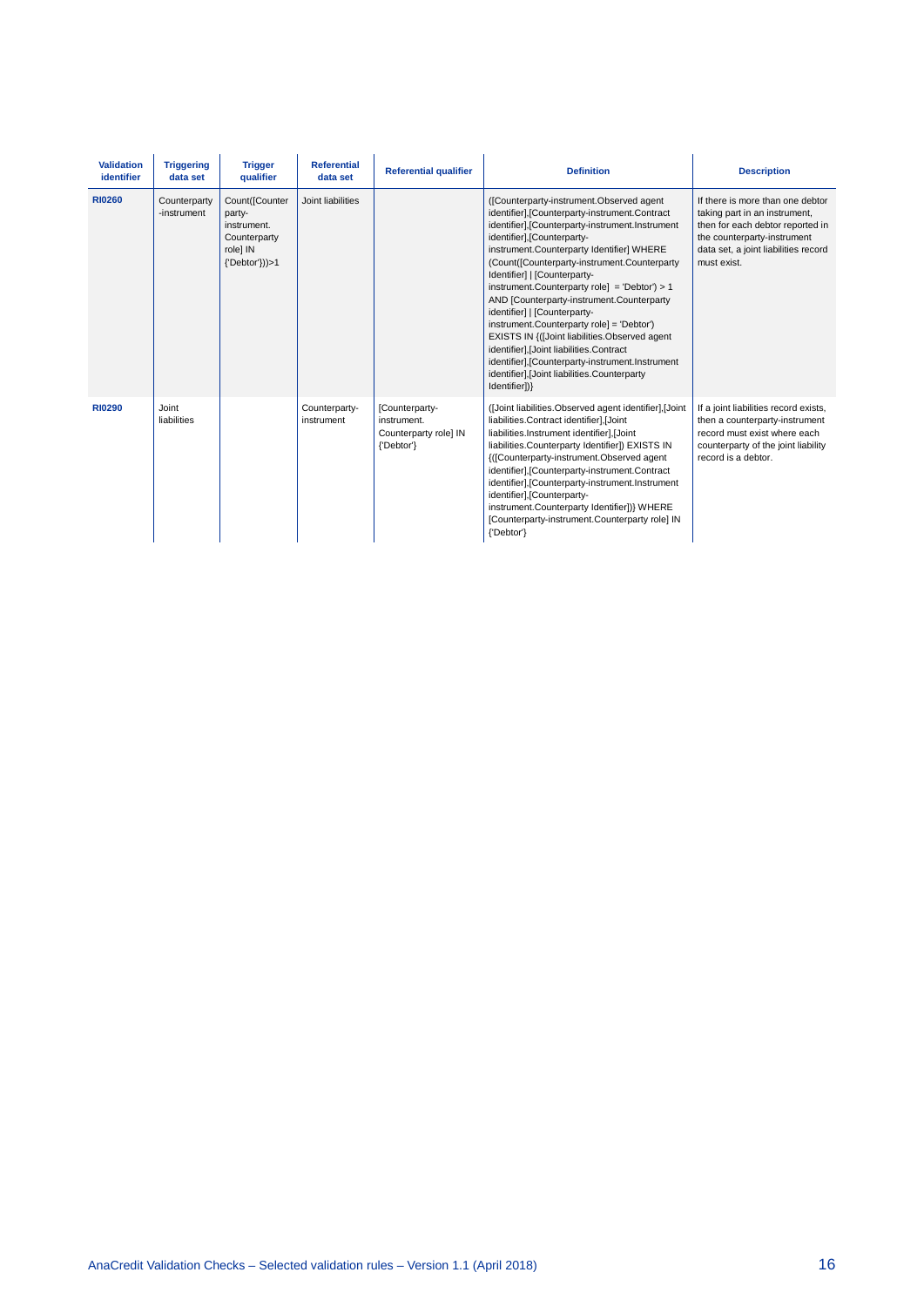| Validation identifier | Triggering data set | Trigger qualifier | Referential data set | Referential qualifier | Definition | Description |
|---|---|---|---|---|---|---|
| **RI0260** | Counterparty-instrument | Count([Counterparty-instrument. Counterparty role] IN {'Debtor'}))>1 | Joint liabilities | | ([Counterparty-instrument.Observed agent identifier],[Counterparty-instrument.Contract identifier],[Counterparty-instrument.Instrument identifier],[Counterparty-instrument.Counterparty Identifier] WHERE (Count([Counterparty-instrument.Counterparty Identifier] \| [Counterparty-instrument.Counterparty role] = 'Debtor') > 1 AND [Counterparty-instrument.Counterparty identifier] \| [Counterparty-instrument.Counterparty role] = 'Debtor') EXISTS IN {([Joint liabilities.Observed agent identifier],[Joint liabilities.Contract identifier],[Counterparty-instrument.Instrument identifier],[Joint liabilities.Counterparty Identifier])} | If there is more than one debtor taking part in an instrument, then for each debtor reported in the counterparty-instrument data set, a joint liabilities record must exist. |
| **RI0290** | Joint liabilities | | Counterparty-instrument | [Counterparty-instrument. Counterparty role] IN {'Debtor'} | ([Joint liabilities.Observed agent identifier],[Joint liabilities.Contract identifier],[Joint liabilities.Instrument identifier],[Joint liabilities.Counterparty Identifier]) EXISTS IN {([Counterparty-instrument.Observed agent identifier],[Counterparty-instrument.Contract identifier],[Counterparty-instrument.Instrument identifier],[Counterparty-instrument.Counterparty Identifier])} WHERE [Counterparty-instrument.Counterparty role] IN {'Debtor'} | If a joint liabilities record exists, then a counterparty-instrument record must exist where each counterparty of the joint liability record is a debtor. |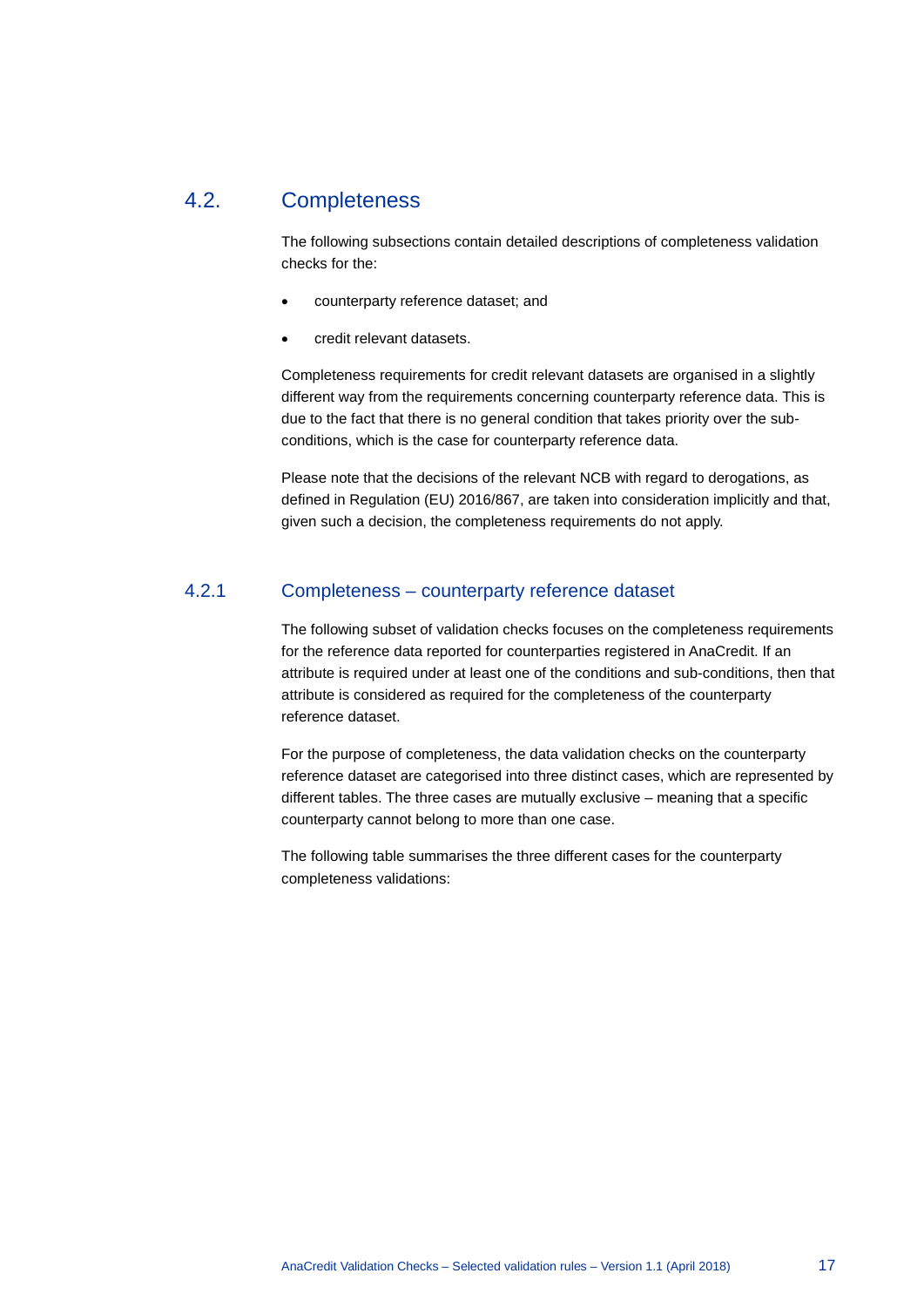## 4.2. Completeness

The following subsections contain detailed descriptions of completeness validation checks for the:

- counterparty reference dataset; and
- credit relevant datasets.

Completeness requirements for credit relevant datasets are organised in a slightly different way from the requirements concerning counterparty reference data. This is due to the fact that there is no general condition that takes priority over the sub-conditions, which is the case for counterparty reference data.

Please note that the decisions of the relevant NCB with regard to derogations, as defined in Regulation (EU) 2016/867, are taken into consideration implicitly and that, given such a decision, the completeness requirements do not apply.

### 4.2.1 Completeness – counterparty reference dataset

The following subset of validation checks focuses on the completeness requirements for the reference data reported for counterparties registered in AnaCredit. If an attribute is required under at least one of the conditions and sub-conditions, then that attribute is considered as required for the completeness of the counterparty reference dataset.

For the purpose of completeness, the data validation checks on the counterparty reference dataset are categorised into three distinct cases, which are represented by different tables. The three cases are mutually exclusive – meaning that a specific counterparty cannot belong to more than one case.

The following table summarises the three different cases for the counterparty completeness validations: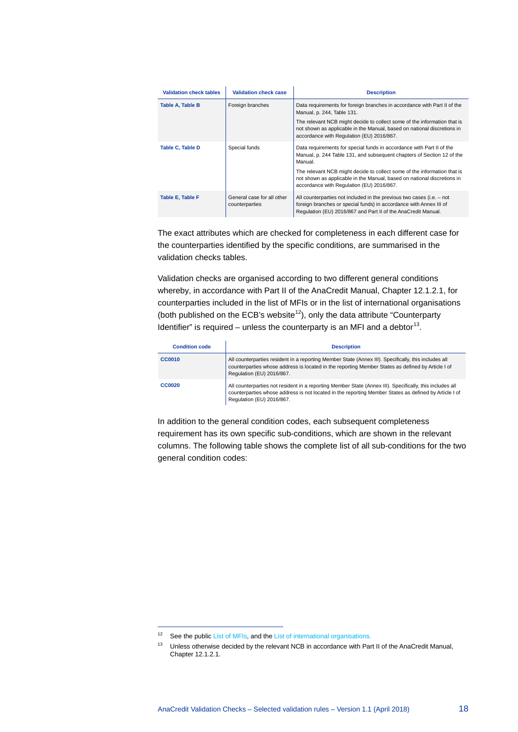| Validation check tables | Validation check case | Description |
|---|---|---|
| **Table A, Table B** | Foreign branches | Data requirements for foreign branches in accordance with Part II of the Manual, p. 244, Table 131.<br><br>The relevant NCB might decide to collect some of the information that is not shown as applicable in the Manual, based on national discretions in accordance with Regulation (EU) 2016/867. |
| **Table C, Table D** | Special funds | Data requirements for special funds in accordance with Part II of the Manual, p. 244 Table 131, and subsequent chapters of Section 12 of the Manual.<br><br>The relevant NCB might decide to collect some of the information that is not shown as applicable in the Manual, based on national discretions in accordance with Regulation (EU) 2016/867. |
| **Table E, Table F** | General case for all other counterparties | All counterparties not included in the previous two cases (i.e. – not foreign branches or special funds) in accordance with Annex III of Regulation (EU) 2016/867 and Part II of the AnaCredit Manual. |

The exact attributes which are checked for completeness in each different case for the counterparties identified by the specific conditions, are summarised in the validation checks tables.

Validation checks are organised according to two different general conditions whereby, in accordance with Part II of the AnaCredit Manual, Chapter 12.1.2.1, for counterparties included in the list of MFIs or in the list of international organisations (both published on the ECB's website[12]), only the data attribute "Counterparty Identifier" is required – unless the counterparty is an MFI and a debtor[13].

| Condition code | Description |
|---|---|
| **CC0010** | All counterparties resident in a reporting Member State (Annex III). Specifically, this includes all counterparties whose address is located in the reporting Member States as defined by Article I of Regulation (EU) 2016/867. |
| **CC0020** | All counterparties not resident in a reporting Member State (Annex III). Specifically, this includes all counterparties whose address is not located in the reporting Member States as defined by Article I of Regulation (EU) 2016/867. |

In addition to the general condition codes, each subsequent completeness requirement has its own specific sub-conditions, which are shown in the relevant columns. The following table shows the complete list of all sub-conditions for the two general condition codes:

[12] See the public List of MFIs, and the List of international organisations.

[13] Unless otherwise decided by the relevant NCB in accordance with Part II of the AnaCredit Manual, Chapter 12.1.2.1.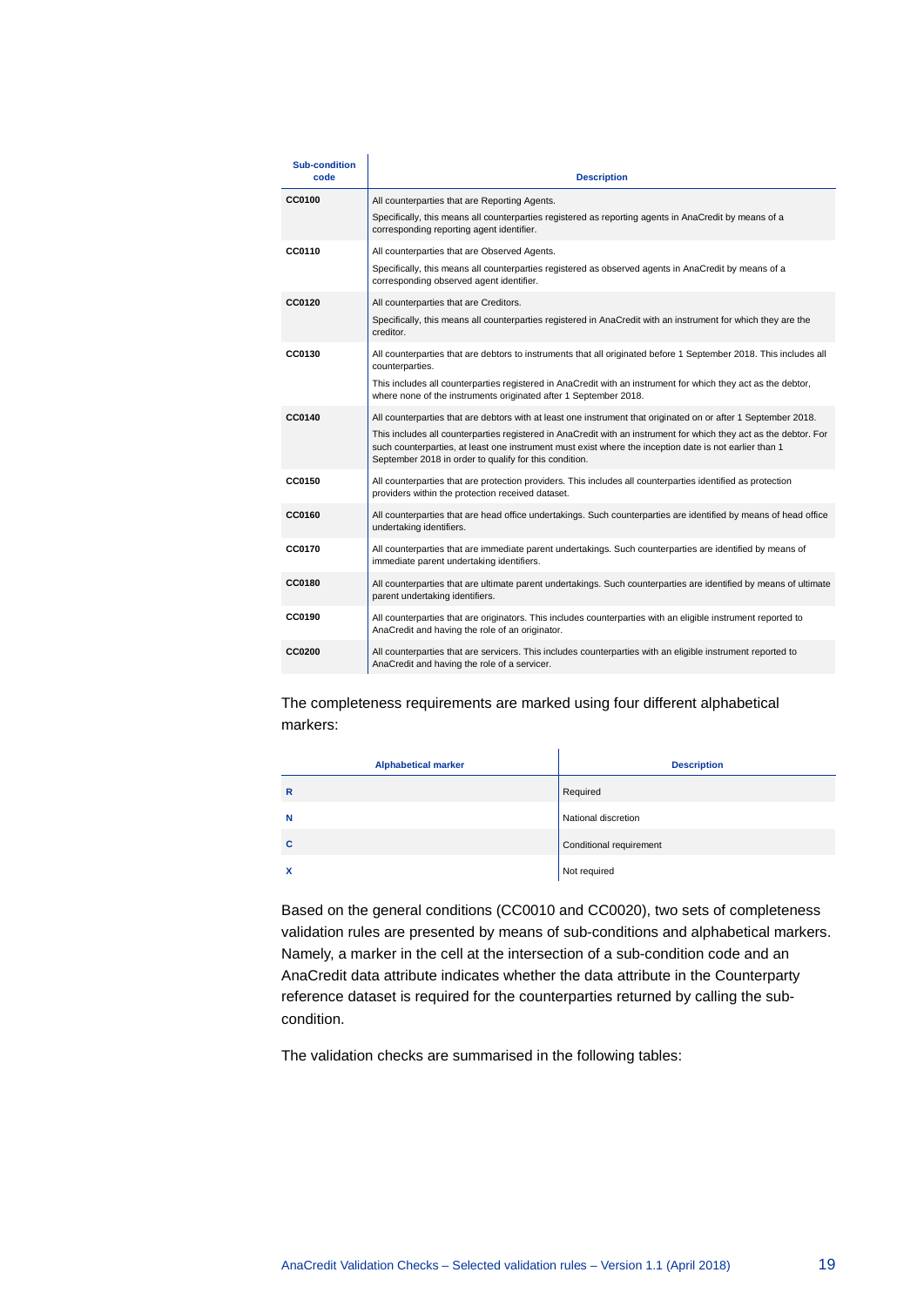| Sub-condition code | Description |
|---|---|
| **CC0100** | All counterparties that are Reporting Agents.<br><br>Specifically, this means all counterparties registered as reporting agents in AnaCredit by means of a corresponding reporting agent identifier. |
| **CC0110** | All counterparties that are Observed Agents.<br><br>Specifically, this means all counterparties registered as observed agents in AnaCredit by means of a corresponding observed agent identifier. |
| **CC0120** | All counterparties that are Creditors.<br><br>Specifically, this means all counterparties registered in AnaCredit with an instrument for which they are the creditor. |
| **CC0130** | All counterparties that are debtors to instruments that all originated before 1 September 2018. This includes all counterparties.<br><br>This includes all counterparties registered in AnaCredit with an instrument for which they act as the debtor, where none of the instruments originated after 1 September 2018. |
| **CC0140** | All counterparties that are debtors with at least one instrument that originated on or after 1 September 2018.<br><br>This includes all counterparties registered in AnaCredit with an instrument for which they act as the debtor. For such counterparties, at least one instrument must exist where the inception date is not earlier than 1 September 2018 in order to qualify for this condition. |
| **CC0150** | All counterparties that are protection providers. This includes all counterparties identified as protection providers within the protection received dataset. |
| **CC0160** | All counterparties that are head office undertakings. Such counterparties are identified by means of head office undertaking identifiers. |
| **CC0170** | All counterparties that are immediate parent undertakings. Such counterparties are identified by means of immediate parent undertaking identifiers. |
| **CC0180** | All counterparties that are ultimate parent undertakings. Such counterparties are identified by means of ultimate parent undertaking identifiers. |
| **CC0190** | All counterparties that are originators. This includes counterparties with an eligible instrument reported to AnaCredit and having the role of an originator. |
| **CC0200** | All counterparties that are servicers. This includes counterparties with an eligible instrument reported to AnaCredit and having the role of a servicer. |

The completeness requirements are marked using four different alphabetical markers:

| Alphabetical marker | Description |
|---|---|
| **R** | Required |
| **N** | National discretion |
| **C** | Conditional requirement |
| **X** | Not required |

Based on the general conditions (CC0010 and CC0020), two sets of completeness validation rules are presented by means of sub-conditions and alphabetical markers. Namely, a marker in the cell at the intersection of a sub-condition code and an AnaCredit data attribute indicates whether the data attribute in the Counterparty reference dataset is required for the counterparties returned by calling the sub-condition.

The validation checks are summarised in the following tables: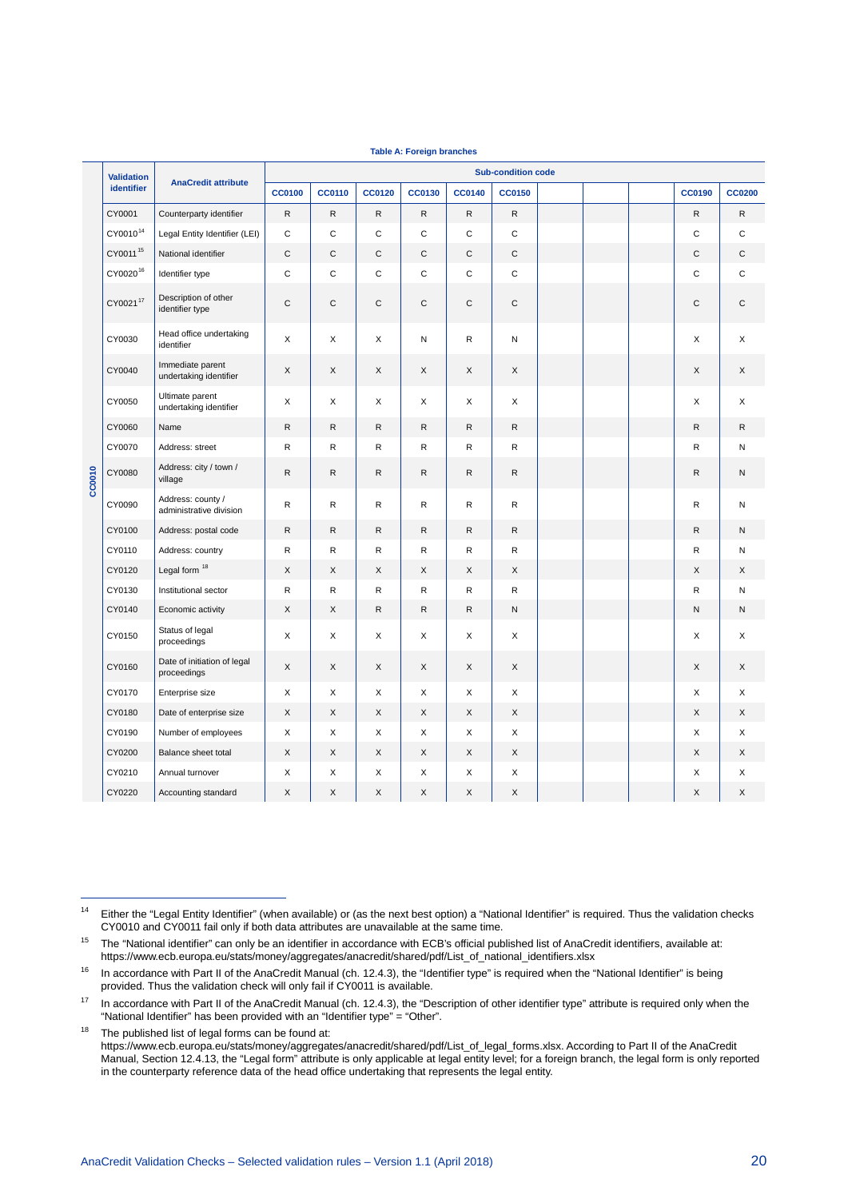**Table A: Foreign branches**

| | Validation identifier | AnaCredit attribute | Sub-condition code | | | | | | | | | | |
|---|---|---|---|---|---|---|---|---|---|---|---|---|---|
| | | | CC0100 | CC0110 | CC0120 | CC0130 | CC0140 | CC0150 | | | | CC0190 | CC0200 |
| CC0010 | CY0001 | Counterparty identifier | R | R | R | R | R | R | | | | R | R |
| | CY0010[14] | Legal Entity Identifier (LEI) | C | C | C | C | C | C | | | | C | C |
| | CY0011[15] | National identifier | C | C | C | C | C | C | | | | C | C |
| | CY0020[16] | Identifier type | C | C | C | C | C | C | | | | C | C |
| | CY0021[17] | Description of other identifier type | C | C | C | C | C | C | | | | C | C |
| | CY0030 | Head office undertaking identifier | X | X | X | N | R | N | | | | X | X |
| | CY0040 | Immediate parent undertaking identifier | X | X | X | X | X | X | | | | X | X |
| | CY0050 | Ultimate parent undertaking identifier | X | X | X | X | X | X | | | | X | X |
| | CY0060 | Name | R | R | R | R | R | R | | | | R | R |
| | CY0070 | Address: street | R | R | R | R | R | R | | | | R | N |
| | CY0080 | Address: city / town / village | R | R | R | R | R | R | | | | R | N |
| | CY0090 | Address: county / administrative division | R | R | R | R | R | R | | | | R | N |
| | CY0100 | Address: postal code | R | R | R | R | R | R | | | | R | N |
| | CY0110 | Address: country | R | R | R | R | R | R | | | | R | N |
| | CY0120 | Legal form [18] | X | X | X | X | X | X | | | | X | X |
| | CY0130 | Institutional sector | R | R | R | R | R | R | | | | R | N |
| | CY0140 | Economic activity | X | X | R | R | R | N | | | | N | N |
| | CY0150 | Status of legal proceedings | X | X | X | X | X | X | | | | X | X |
| | CY0160 | Date of initiation of legal proceedings | X | X | X | X | X | X | | | | X | X |
| | CY0170 | Enterprise size | X | X | X | X | X | X | | | | X | X |
| | CY0180 | Date of enterprise size | X | X | X | X | X | X | | | | X | X |
| | CY0190 | Number of employees | X | X | X | X | X | X | | | | X | X |
| | CY0200 | Balance sheet total | X | X | X | X | X | X | | | | X | X |
| | CY0210 | Annual turnover | X | X | X | X | X | X | | | | X | X |
| | CY0220 | Accounting standard | X | X | X | X | X | X | | | | X | X |

[14] Either the "Legal Entity Identifier" (when available) or (as the next best option) a "National Identifier" is required. Thus the validation checks CY0010 and CY0011 fail only if both data attributes are unavailable at the same time.

[15] The "National identifier" can only be an identifier in accordance with ECB's official published list of AnaCredit identifiers, available at: https://www.ecb.europa.eu/stats/money/aggregates/anacredit/shared/pdf/List_of_national_identifiers.xlsx

[16] In accordance with Part II of the AnaCredit Manual (ch. 12.4.3), the "Identifier type" is required when the "National Identifier" is being provided. Thus the validation check will only fail if CY0011 is available.

[17] In accordance with Part II of the AnaCredit Manual (ch. 12.4.3), the "Description of other identifier type" attribute is required only when the "National Identifier" has been provided with an "Identifier type" = "Other".

[18] The published list of legal forms can be found at: https://www.ecb.europa.eu/stats/money/aggregates/anacredit/shared/pdf/List_of_legal_forms.xlsx. According to Part II of the AnaCredit Manual, Section 12.4.13, the "Legal form" attribute is only applicable at legal entity level; for a foreign branch, the legal form is only reported in the counterparty reference data of the head office undertaking that represents the legal entity.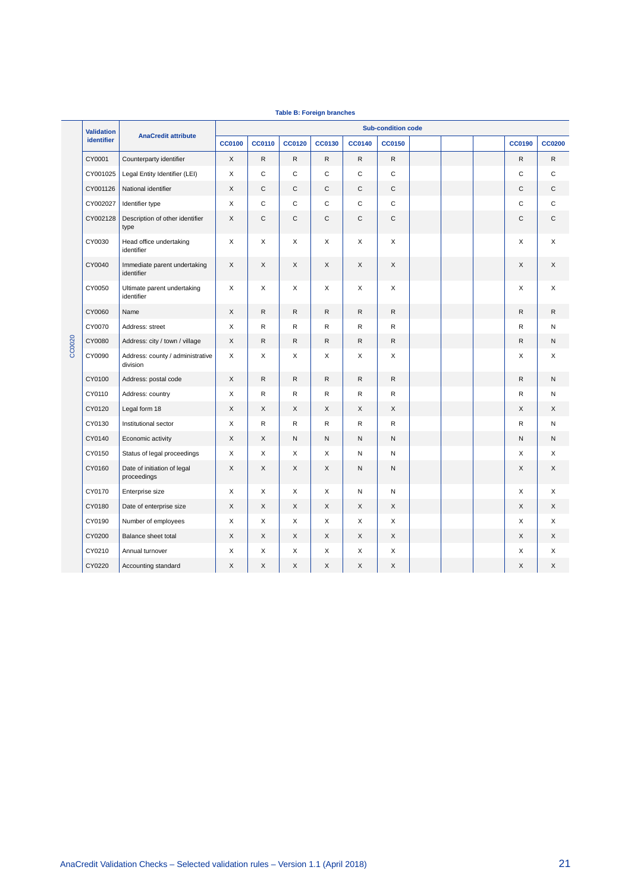**Table B: Foreign branches**

| | Validation identifier | AnaCredit attribute | Sub-condition code | | | | | | | | | | |
|---|---|---|---|---|---|---|---|---|---|---|---|---|---|
| | | | CC0100 | CC0110 | CC0120 | CC0130 | CC0140 | CC0150 | | | | CC0190 | CC0200 |
| CC0020 | CY0001 | Counterparty identifier | X | R | R | R | R | R | | | | R | R |
| | CY001025 | Legal Entity Identifier (LEI) | X | C | C | C | C | C | | | | C | C |
| | CY001126 | National identifier | X | C | C | C | C | C | | | | C | C |
| | CY002027 | Identifier type | X | C | C | C | C | C | | | | C | C |
| | CY002128 | Description of other identifier type | X | C | C | C | C | C | | | | C | C |
| | CY0030 | Head office undertaking identifier | X | X | X | X | X | X | | | | X | X |
| | CY0040 | Immediate parent undertaking identifier | X | X | X | X | X | X | | | | X | X |
| | CY0050 | Ultimate parent undertaking identifier | X | X | X | X | X | X | | | | X | X |
| | CY0060 | Name | X | R | R | R | R | R | | | | R | R |
| | CY0070 | Address: street | X | R | R | R | R | R | | | | R | N |
| | CY0080 | Address: city / town / village | X | R | R | R | R | R | | | | R | N |
| | CY0090 | Address: county / administrative division | X | X | X | X | X | X | | | | X | X |
| | CY0100 | Address: postal code | X | R | R | R | R | R | | | | R | N |
| | CY0110 | Address: country | X | R | R | R | R | R | | | | R | N |
| | CY0120 | Legal form 18 | X | X | X | X | X | X | | | | X | X |
| | CY0130 | Institutional sector | X | R | R | R | R | R | | | | R | N |
| | CY0140 | Economic activity | X | X | N | N | N | N | | | | N | N |
| | CY0150 | Status of legal proceedings | X | X | X | X | N | N | | | | X | X |
| | CY0160 | Date of initiation of legal proceedings | X | X | X | X | N | N | | | | X | X |
| | CY0170 | Enterprise size | X | X | X | X | N | N | | | | X | X |
| | CY0180 | Date of enterprise size | X | X | X | X | X | X | | | | X | X |
| | CY0190 | Number of employees | X | X | X | X | X | X | | | | X | X |
| | CY0200 | Balance sheet total | X | X | X | X | X | X | | | | X | X |
| | CY0210 | Annual turnover | X | X | X | X | X | X | | | | X | X |
| | CY0220 | Accounting standard | X | X | X | X | X | X | | | | X | X |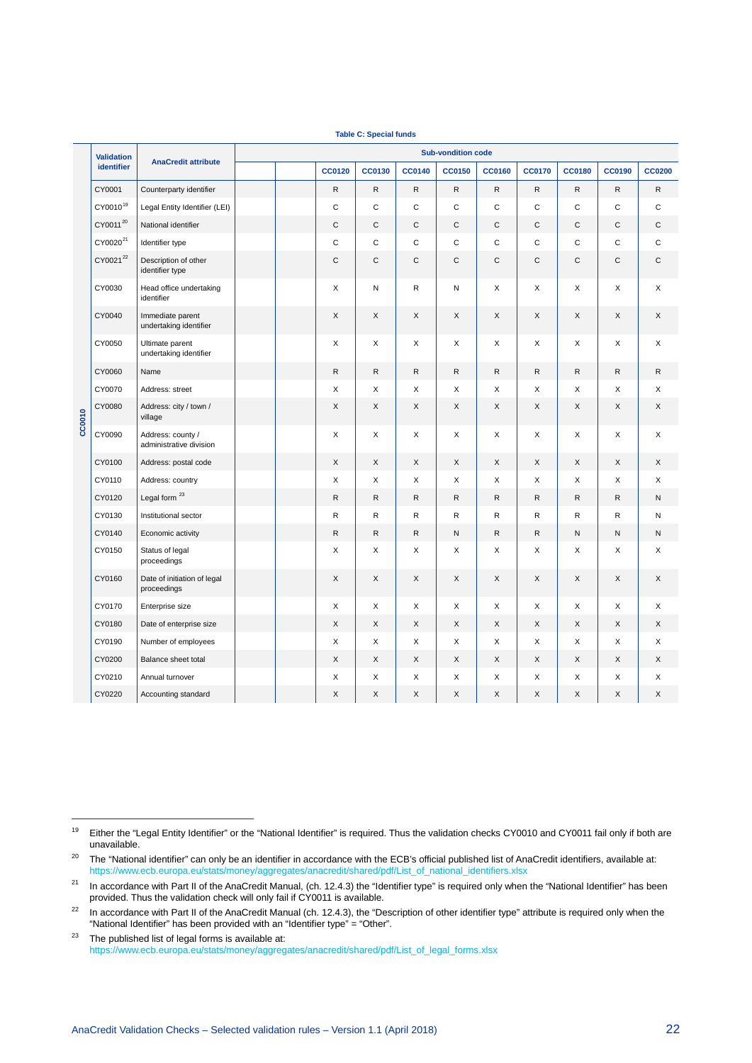**Table C: Special funds**

| | Validation identifier | AnaCredit attribute | Sub-vondition code | | | | | | | | | | |
|---|---|---|---|---|---|---|---|---|---|---|---|---|---|
| | | | | | CC0120 | CC0130 | CC0140 | CC0150 | CC0160 | CC0170 | CC0180 | CC0190 | CC0200 |
| CC0010 | CY0001 | Counterparty identifier | | | R | R | R | R | R | R | R | R | R |
| | CY0010[19] | Legal Entity Identifier (LEI) | | | C | C | C | C | C | C | C | C | C |
| | CY0011[20] | National identifier | | | C | C | C | C | C | C | C | C | C |
| | CY0020[21] | Identifier type | | | C | C | C | C | C | C | C | C | C |
| | CY0021[22] | Description of other identifier type | | | C | C | C | C | C | C | C | C | C |
| | CY0030 | Head office undertaking identifier | | | X | N | R | N | X | X | X | X | X |
| | CY0040 | Immediate parent undertaking identifier | | | X | X | X | X | X | X | X | X | X |
| | CY0050 | Ultimate parent undertaking identifier | | | X | X | X | X | X | X | X | X | X |
| | CY0060 | Name | | | R | R | R | R | R | R | R | R | R |
| | CY0070 | Address: street | | | X | X | X | X | X | X | X | X | X |
| | CY0080 | Address: city / town / village | | | X | X | X | X | X | X | X | X | X |
| | CY0090 | Address: county / administrative division | | | X | X | X | X | X | X | X | X | X |
| | CY0100 | Address: postal code | | | X | X | X | X | X | X | X | X | X |
| | CY0110 | Address: country | | | X | X | X | X | X | X | X | X | X |
| | CY0120 | Legal form [23] | | | R | R | R | R | R | R | R | R | N |
| | CY0130 | Institutional sector | | | R | R | R | R | R | R | R | R | N |
| | CY0140 | Economic activity | | | R | R | R | N | R | R | N | N | N |
| | CY0150 | Status of legal proceedings | | | X | X | X | X | X | X | X | X | X |
| | CY0160 | Date of initiation of legal proceedings | | | X | X | X | X | X | X | X | X | X |
| | CY0170 | Enterprise size | | | X | X | X | X | X | X | X | X | X |
| | CY0180 | Date of enterprise size | | | X | X | X | X | X | X | X | X | X |
| | CY0190 | Number of employees | | | X | X | X | X | X | X | X | X | X |
| | CY0200 | Balance sheet total | | | X | X | X | X | X | X | X | X | X |
| | CY0210 | Annual turnover | | | X | X | X | X | X | X | X | X | X |
| | CY0220 | Accounting standard | | | X | X | X | X | X | X | X | X | X |

[19] Either the "Legal Entity Identifier" or the "National Identifier" is required. Thus the validation checks CY0010 and CY0011 fail only if both are unavailable.

[20] The "National identifier" can only be an identifier in accordance with the ECB's official published list of AnaCredit identifiers, available at: https://www.ecb.europa.eu/stats/money/aggregates/anacredit/shared/pdf/List_of_national_identifiers.xlsx

[21] In accordance with Part II of the AnaCredit Manual, (ch. 12.4.3) the "Identifier type" is required only when the "National Identifier" has been provided. Thus the validation check will only fail if CY0011 is available.

[22] In accordance with Part II of the AnaCredit Manual (ch. 12.4.3), the "Description of other identifier type" attribute is required only when the "National Identifier" has been provided with an "Identifier type" = "Other".

[23] The published list of legal forms is available at: https://www.ecb.europa.eu/stats/money/aggregates/anacredit/shared/pdf/List_of_legal_forms.xlsx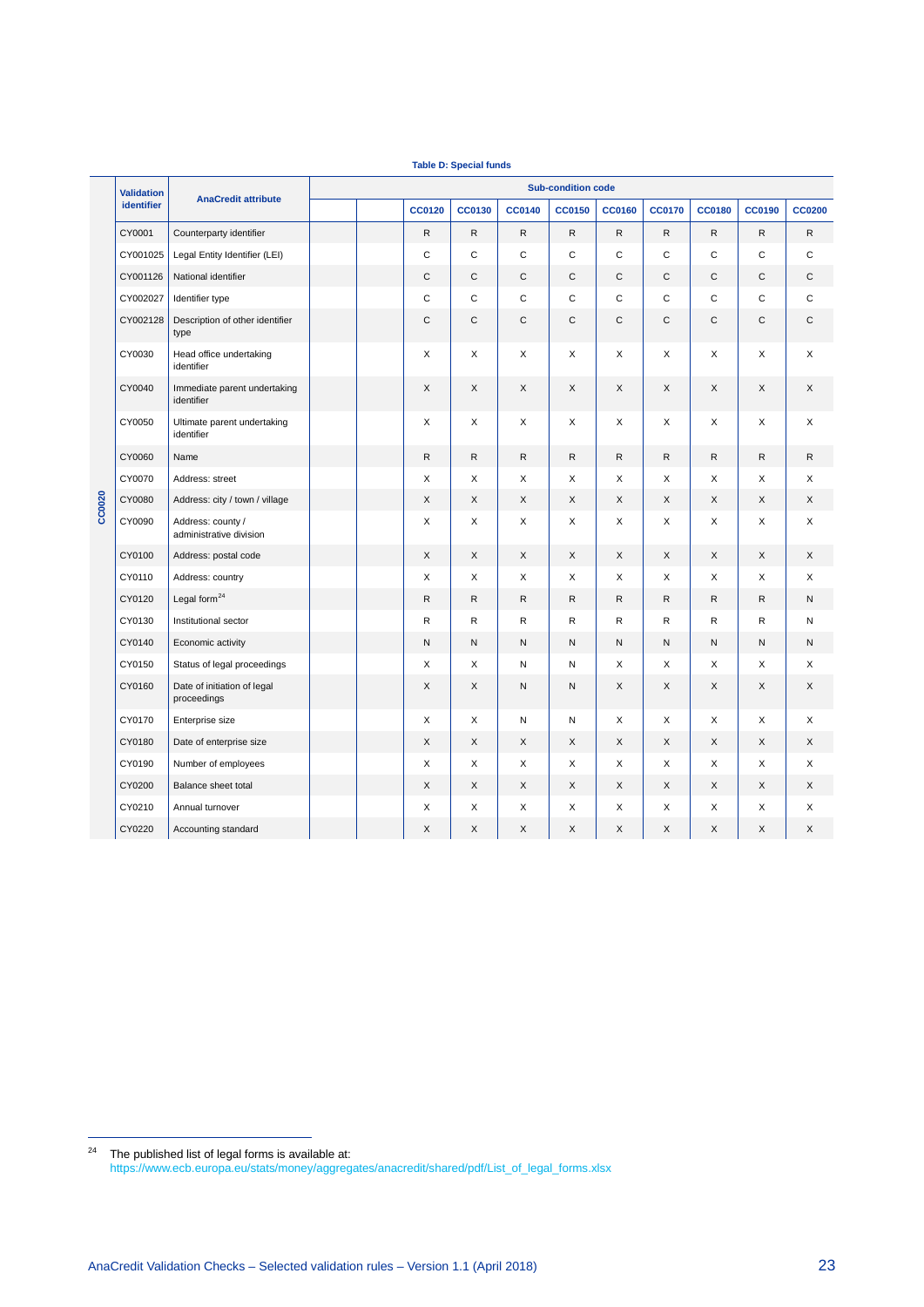**Table D: Special funds**

| | Validation identifier | AnaCredit attribute | Sub-condition code | | | | | | | | | | |
|---|---|---|---|---|---|---|---|---|---|---|---|---|---|
| | | | | | CC0120 | CC0130 | CC0140 | CC0150 | CC0160 | CC0170 | CC0180 | CC0190 | CC0200 |
| CC0020 | CY0001 | Counterparty identifier | | | R | R | R | R | R | R | R | R | R |
| | CY001025 | Legal Entity Identifier (LEI) | | | C | C | C | C | C | C | C | C | C |
| | CY001126 | National identifier | | | C | C | C | C | C | C | C | C | C |
| | CY002027 | Identifier type | | | C | C | C | C | C | C | C | C | C |
| | CY002128 | Description of other identifier type | | | C | C | C | C | C | C | C | C | C |
| | CY0030 | Head office undertaking identifier | | | X | X | X | X | X | X | X | X | X |
| | CY0040 | Immediate parent undertaking identifier | | | X | X | X | X | X | X | X | X | X |
| | CY0050 | Ultimate parent undertaking identifier | | | X | X | X | X | X | X | X | X | X |
| | CY0060 | Name | | | R | R | R | R | R | R | R | R | R |
| | CY0070 | Address: street | | | X | X | X | X | X | X | X | X | X |
| | CY0080 | Address: city / town / village | | | X | X | X | X | X | X | X | X | X |
| | CY0090 | Address: county / administrative division | | | X | X | X | X | X | X | X | X | X |
| | CY0100 | Address: postal code | | | X | X | X | X | X | X | X | X | X |
| | CY0110 | Address: country | | | X | X | X | X | X | X | X | X | X |
| | CY0120 | Legal form[24] | | | R | R | R | R | R | R | R | R | N |
| | CY0130 | Institutional sector | | | R | R | R | R | R | R | R | R | N |
| | CY0140 | Economic activity | | | N | N | N | N | N | N | N | N | N |
| | CY0150 | Status of legal proceedings | | | X | X | N | N | X | X | X | X | X |
| | CY0160 | Date of initiation of legal proceedings | | | X | X | N | N | X | X | X | X | X |
| | CY0170 | Enterprise size | | | X | X | N | N | X | X | X | X | X |
| | CY0180 | Date of enterprise size | | | X | X | X | X | X | X | X | X | X |
| | CY0190 | Number of employees | | | X | X | X | X | X | X | X | X | X |
| | CY0200 | Balance sheet total | | | X | X | X | X | X | X | X | X | X |
| | CY0210 | Annual turnover | | | X | X | X | X | X | X | X | X | X |
| | CY0220 | Accounting standard | | | X | X | X | X | X | X | X | X | X |

[24] The published list of legal forms is available at: https://www.ecb.europa.eu/stats/money/aggregates/anacredit/shared/pdf/List_of_legal_forms.xlsx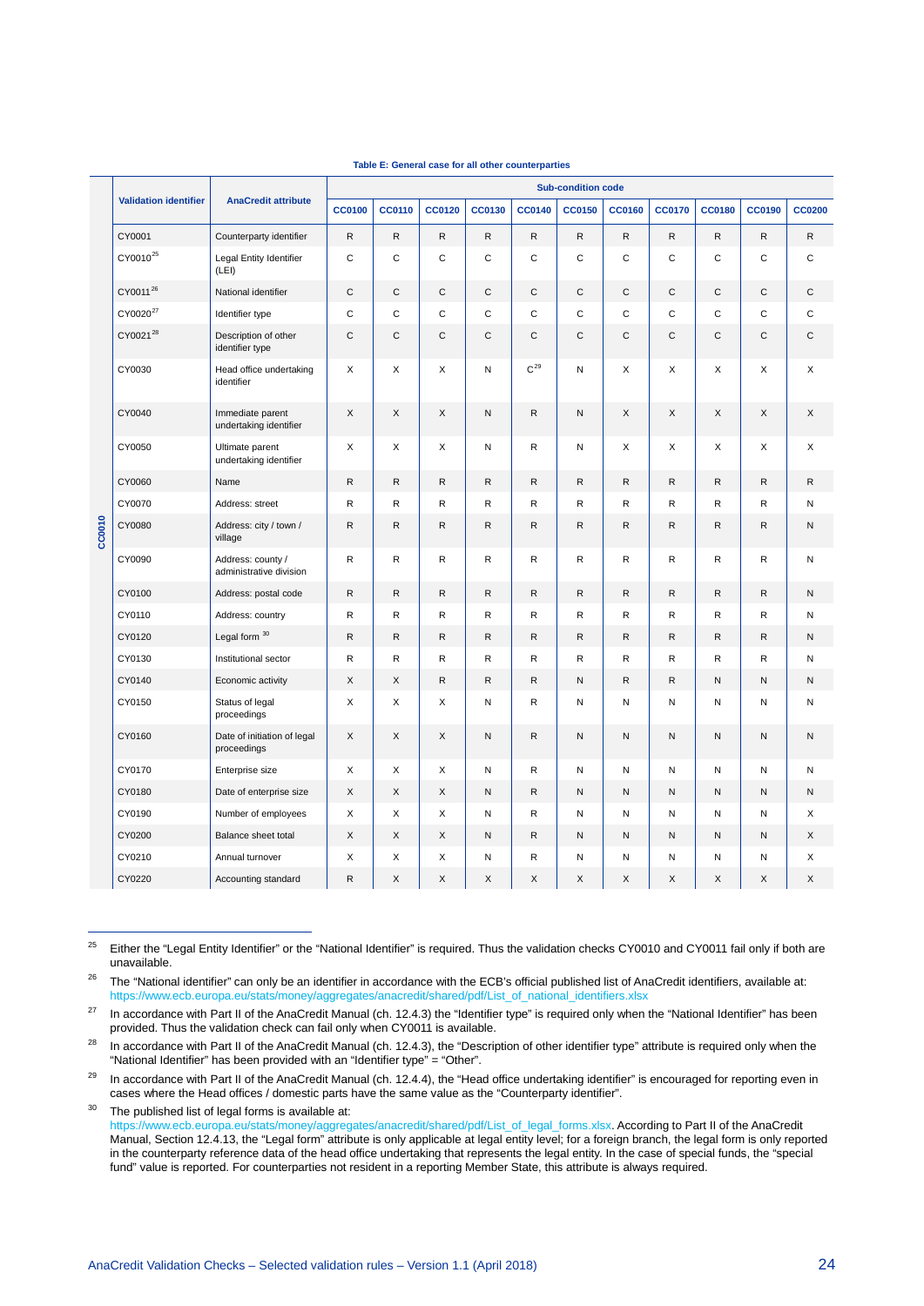**Table E: General case for all other counterparties**

| | Validation identifier | AnaCredit attribute | Sub-condition code | | | | | | | | | | |
|---|---|---|---|---|---|---|---|---|---|---|---|---|---|
| | | | CC0100 | CC0110 | CC0120 | CC0130 | CC0140 | CC0150 | CC0160 | CC0170 | CC0180 | CC0190 | CC0200 |
| CC0010 | CY0001 | Counterparty identifier | R | R | R | R | R | R | R | R | R | R | R |
| | CY0010[25] | Legal Entity Identifier (LEI) | C | C | C | C | C | C | C | C | C | C | C |
| | CY0011[26] | National identifier | C | C | C | C | C | C | C | C | C | C | C |
| | CY0020[27] | Identifier type | C | C | C | C | C | C | C | C | C | C | C |
| | CY0021[28] | Description of other identifier type | C | C | C | C | C | C | C | C | C | C | C |
| | CY0030 | Head office undertaking identifier | X | X | X | N | C[29] | N | X | X | X | X | X |
| | CY0040 | Immediate parent undertaking identifier | X | X | X | N | R | N | X | X | X | X | X |
| | CY0050 | Ultimate parent undertaking identifier | X | X | X | N | R | N | X | X | X | X | X |
| | CY0060 | Name | R | R | R | R | R | R | R | R | R | R | R |
| | CY0070 | Address: street | R | R | R | R | R | R | R | R | R | R | N |
| | CY0080 | Address: city / town / village | R | R | R | R | R | R | R | R | R | R | N |
| | CY0090 | Address: county / administrative division | R | R | R | R | R | R | R | R | R | R | N |
| | CY0100 | Address: postal code | R | R | R | R | R | R | R | R | R | R | N |
| | CY0110 | Address: country | R | R | R | R | R | R | R | R | R | R | N |
| | CY0120 | Legal form[30] | R | R | R | R | R | R | R | R | R | R | N |
| | CY0130 | Institutional sector | R | R | R | R | R | R | R | R | R | R | N |
| | CY0140 | Economic activity | X | X | R | R | R | N | R | R | N | N | N |
| | CY0150 | Status of legal proceedings | X | X | X | N | R | N | N | N | N | N | N |
| | CY0160 | Date of initiation of legal proceedings | X | X | X | N | R | N | N | N | N | N | N |
| | CY0170 | Enterprise size | X | X | X | N | R | N | N | N | N | N | N |
| | CY0180 | Date of enterprise size | X | X | X | N | R | N | N | N | N | N | N |
| | CY0190 | Number of employees | X | X | X | N | R | N | N | N | N | N | X |
| | CY0200 | Balance sheet total | X | X | X | N | R | N | N | N | N | N | X |
| | CY0210 | Annual turnover | X | X | X | N | R | N | N | N | N | N | X |
| | CY0220 | Accounting standard | R | X | X | X | X | X | X | X | X | X | X |

[25] Either the "Legal Entity Identifier" or the "National Identifier" is required. Thus the validation checks CY0010 and CY0011 fail only if both are unavailable.

[26] The "National identifier" can only be an identifier in accordance with the ECB's official published list of AnaCredit identifiers, available at: https://www.ecb.europa.eu/stats/money/aggregates/anacredit/shared/pdf/List_of_national_identifiers.xlsx

[27] In accordance with Part II of the AnaCredit Manual (ch. 12.4.3) the "Identifier type" is required only when the "National Identifier" has been provided. Thus the validation check can fail only when CY0011 is available.

[28] In accordance with Part II of the AnaCredit Manual (ch. 12.4.3), the "Description of other identifier type" attribute is required only when the "National Identifier" has been provided with an "Identifier type" = "Other".

[29] In accordance with Part II of the AnaCredit Manual (ch. 12.4.4), the "Head office undertaking identifier" is encouraged for reporting even in cases where the Head offices / domestic parts have the same value as the "Counterparty identifier".

[30] The published list of legal forms is available at: https://www.ecb.europa.eu/stats/money/aggregates/anacredit/shared/pdf/List_of_legal_forms.xlsx. According to Part II of the AnaCredit Manual, Section 12.4.13, the "Legal form" attribute is only applicable at legal entity level; for a foreign branch, the legal form is only reported in the counterparty reference data of the head office undertaking that represents the legal entity. In the case of special funds, the "special fund" value is reported. For counterparties not resident in a reporting Member State, this attribute is always required.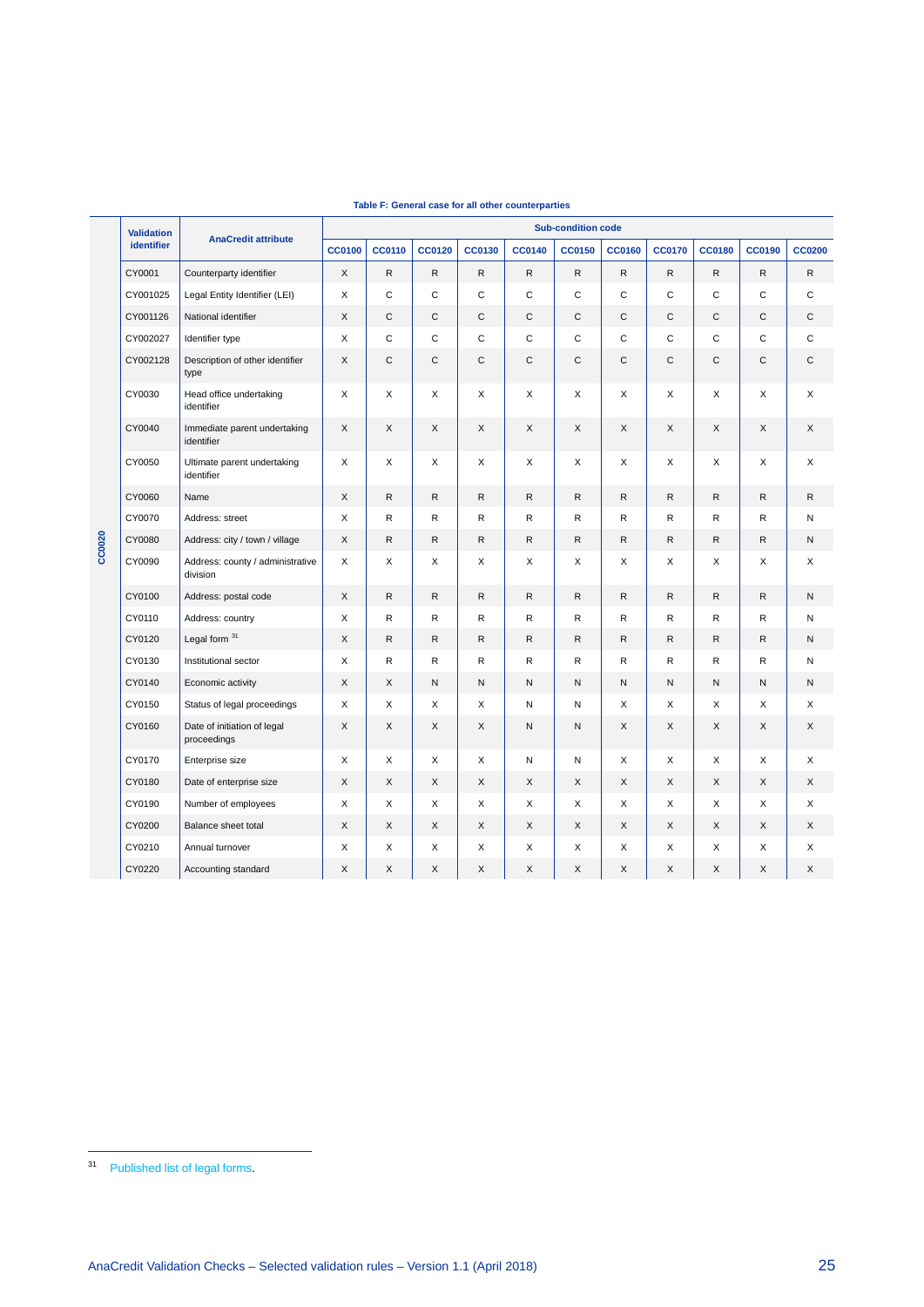**Table F: General case for all other counterparties**

| | Validation identifier | AnaCredit attribute | Sub-condition code | | | | | | | | | | |
|---|---|---|---|---|---|---|---|---|---|---|---|---|---|
| | | | CC0100 | CC0110 | CC0120 | CC0130 | CC0140 | CC0150 | CC0160 | CC0170 | CC0180 | CC0190 | CC0200 |
| CC0020 | CY0001 | Counterparty identifier | X | R | R | R | R | R | R | R | R | R | R |
| | CY001025 | Legal Entity Identifier (LEI) | X | C | C | C | C | C | C | C | C | C | C |
| | CY001126 | National identifier | X | C | C | C | C | C | C | C | C | C | C |
| | CY002027 | Identifier type | X | C | C | C | C | C | C | C | C | C | C |
| | CY002128 | Description of other identifier type | X | C | C | C | C | C | C | C | C | C | C |
| | CY0030 | Head office undertaking identifier | X | X | X | X | X | X | X | X | X | X | X |
| | CY0040 | Immediate parent undertaking identifier | X | X | X | X | X | X | X | X | X | X | X |
| | CY0050 | Ultimate parent undertaking identifier | X | X | X | X | X | X | X | X | X | X | X |
| | CY0060 | Name | X | R | R | R | R | R | R | R | R | R | R |
| | CY0070 | Address: street | X | R | R | R | R | R | R | R | R | R | N |
| | CY0080 | Address: city / town / village | X | R | R | R | R | R | R | R | R | R | N |
| | CY0090 | Address: county / administrative division | X | X | X | X | X | X | X | X | X | X | X |
| | CY0100 | Address: postal code | X | R | R | R | R | R | R | R | R | R | N |
| | CY0110 | Address: country | X | R | R | R | R | R | R | R | R | R | N |
| | CY0120 | Legal form [31] | X | R | R | R | R | R | R | R | R | R | N |
| | CY0130 | Institutional sector | X | R | R | R | R | R | R | R | R | R | N |
| | CY0140 | Economic activity | X | X | N | N | N | N | N | N | N | N | N |
| | CY0150 | Status of legal proceedings | X | X | X | X | N | N | X | X | X | X | X |
| | CY0160 | Date of initiation of legal proceedings | X | X | X | X | N | N | X | X | X | X | X |
| | CY0170 | Enterprise size | X | X | X | X | N | N | X | X | X | X | X |
| | CY0180 | Date of enterprise size | X | X | X | X | X | X | X | X | X | X | X |
| | CY0190 | Number of employees | X | X | X | X | X | X | X | X | X | X | X |
| | CY0200 | Balance sheet total | X | X | X | X | X | X | X | X | X | X | X |
| | CY0210 | Annual turnover | X | X | X | X | X | X | X | X | X | X | X |
| | CY0220 | Accounting standard | X | X | X | X | X | X | X | X | X | X | X |

[31] Published list of legal forms.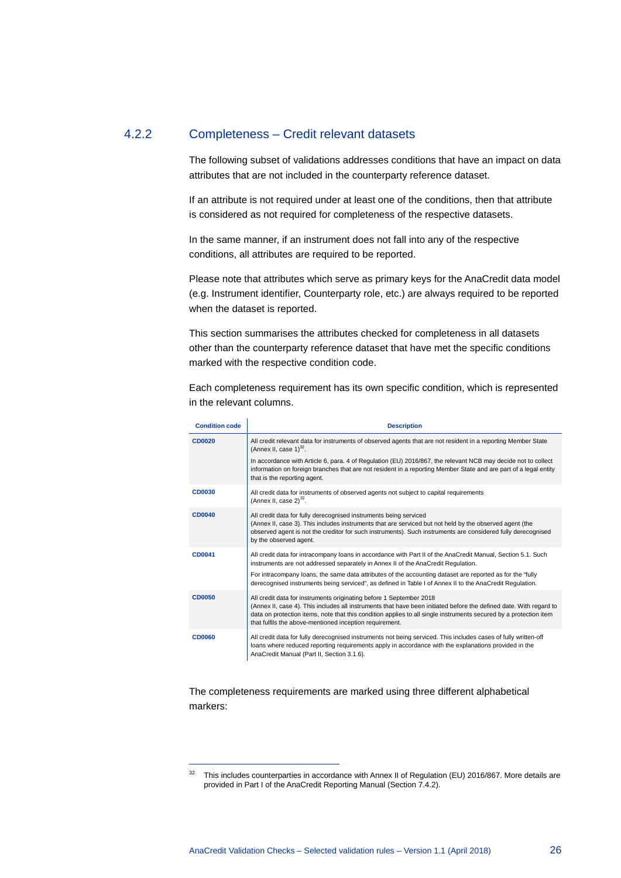### 4.2.2 Completeness – Credit relevant datasets

The following subset of validations addresses conditions that have an impact on data attributes that are not included in the counterparty reference dataset.

If an attribute is not required under at least one of the conditions, then that attribute is considered as not required for completeness of the respective datasets.

In the same manner, if an instrument does not fall into any of the respective conditions, all attributes are required to be reported.

Please note that attributes which serve as primary keys for the AnaCredit data model (e.g. Instrument identifier, Counterparty role, etc.) are always required to be reported when the dataset is reported.

This section summarises the attributes checked for completeness in all datasets other than the counterparty reference dataset that have met the specific conditions marked with the respective condition code.

Each completeness requirement has its own specific condition, which is represented in the relevant columns.

| Condition code | Description |
|---|---|
| **CD0020** | All credit relevant data for instruments of observed agents that are not resident in a reporting Member State (Annex II, case 1)[32].<br><br>In accordance with Article 6, para. 4 of Regulation (EU) 2016/867, the relevant NCB may decide not to collect information on foreign branches that are not resident in a reporting Member State and are part of a legal entity that is the reporting agent. |
| **CD0030** | All credit data for instruments of observed agents not subject to capital requirements (Annex II, case 2)[32]. |
| **CD0040** | All credit data for fully derecognised instruments being serviced (Annex II, case 3). This includes instruments that are serviced but not held by the observed agent (the observed agent is not the creditor for such instruments). Such instruments are considered fully derecognised by the observed agent. |
| **CD0041** | All credit data for intracompany loans in accordance with Part II of the AnaCredit Manual, Section 5.1. Such instruments are not addressed separately in Annex II of the AnaCredit Regulation.<br><br>For intracompany loans, the same data attributes of the accounting dataset are reported as for the "fully derecognised instruments being serviced", as defined in Table I of Annex II to the AnaCredit Regulation. |
| **CD0050** | All credit data for instruments originating before 1 September 2018 (Annex II, case 4). This includes all instruments that have been initiated before the defined date. With regard to data on protection items, note that this condition applies to all single instruments secured by a protection item that fulfils the above-mentioned inception requirement. |
| **CD0060** | All credit data for fully derecognised instruments not being serviced. This includes cases of fully written-off loans where reduced reporting requirements apply in accordance with the explanations provided in the AnaCredit Manual (Part II, Section 3.1.6). |

The completeness requirements are marked using three different alphabetical markers:

---

[32] This includes counterparties in accordance with Annex II of Regulation (EU) 2016/867. More details are provided in Part I of the AnaCredit Reporting Manual (Section 7.4.2).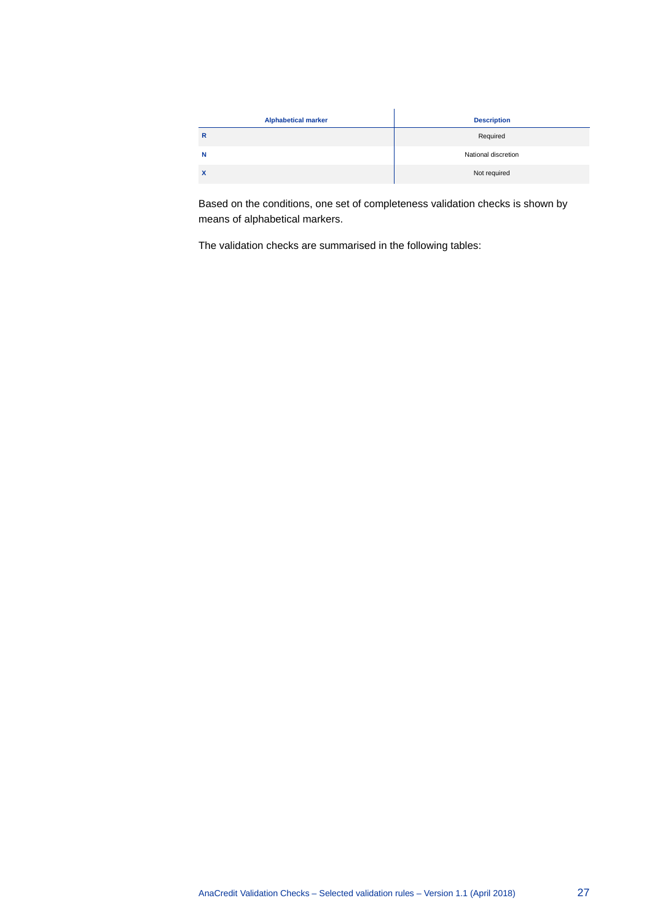| Alphabetical marker | Description |
|---|---|
| **R** | Required |
| **N** | National discretion |
| **X** | Not required |

Based on the conditions, one set of completeness validation checks is shown by means of alphabetical markers.

The validation checks are summarised in the following tables: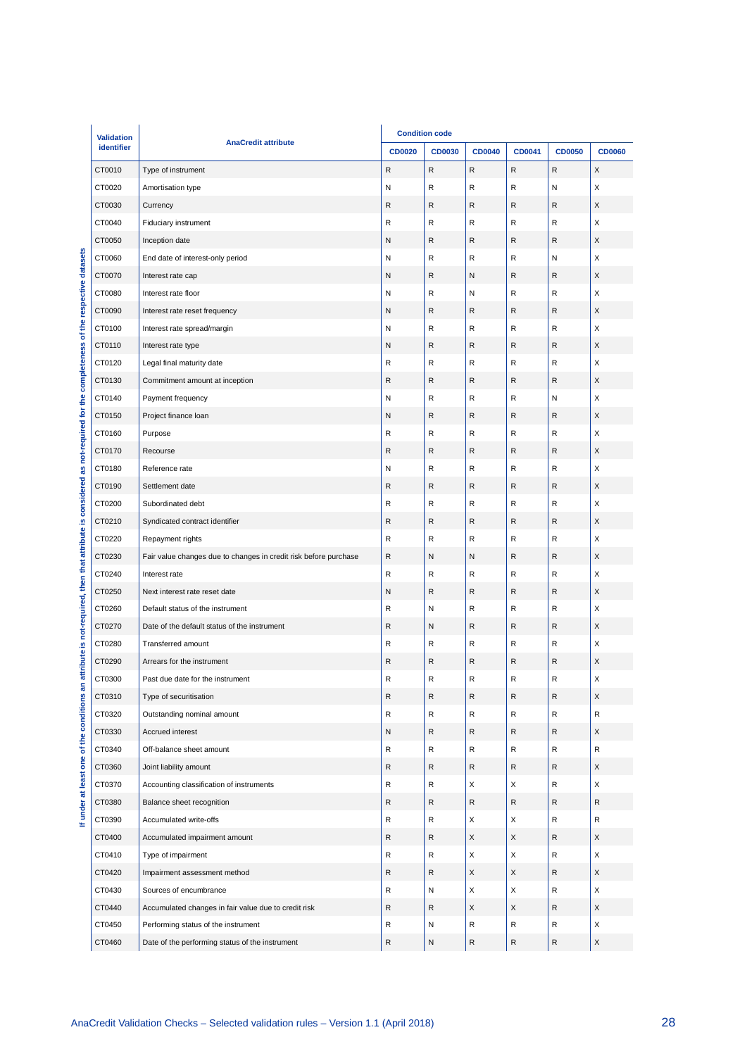If under at least one of the conditions an attribute is not-required, then that attribute is considered as not-required for the completeness of the respective datasets

| Validation identifier | AnaCredit attribute | Condition code | | | | | |
|---|---|---|---|---|---|---|---|
| | | CD0020 | CD0030 | CD0040 | CD0041 | CD0050 | CD0060 |
| CT0010 | Type of instrument | R | R | R | R | R | X |
| CT0020 | Amortisation type | N | R | R | R | N | X |
| CT0030 | Currency | R | R | R | R | R | X |
| CT0040 | Fiduciary instrument | R | R | R | R | R | X |
| CT0050 | Inception date | N | R | R | R | R | X |
| CT0060 | End date of interest-only period | N | R | R | R | N | X |
| CT0070 | Interest rate cap | N | R | N | R | R | X |
| CT0080 | Interest rate floor | N | R | N | R | R | X |
| CT0090 | Interest rate reset frequency | N | R | R | R | R | X |
| CT0100 | Interest rate spread/margin | N | R | R | R | R | X |
| CT0110 | Interest rate type | N | R | R | R | R | X |
| CT0120 | Legal final maturity date | R | R | R | R | R | X |
| CT0130 | Commitment amount at inception | R | R | R | R | R | X |
| CT0140 | Payment frequency | N | R | R | R | N | X |
| CT0150 | Project finance loan | N | R | R | R | R | X |
| CT0160 | Purpose | R | R | R | R | R | X |
| CT0170 | Recourse | R | R | R | R | R | X |
| CT0180 | Reference rate | N | R | R | R | R | X |
| CT0190 | Settlement date | R | R | R | R | R | X |
| CT0200 | Subordinated debt | R | R | R | R | R | X |
| CT0210 | Syndicated contract identifier | R | R | R | R | R | X |
| CT0220 | Repayment rights | R | R | R | R | R | X |
| CT0230 | Fair value changes due to changes in credit risk before purchase | R | N | N | R | R | X |
| CT0240 | Interest rate | R | R | R | R | R | X |
| CT0250 | Next interest rate reset date | N | R | R | R | R | X |
| CT0260 | Default status of the instrument | R | N | R | R | R | X |
| CT0270 | Date of the default status of the instrument | R | N | R | R | R | X |
| CT0280 | Transferred amount | R | R | R | R | R | X |
| CT0290 | Arrears for the instrument | R | R | R | R | R | X |
| CT0300 | Past due date for the instrument | R | R | R | R | R | X |
| CT0310 | Type of securitisation | R | R | R | R | R | X |
| CT0320 | Outstanding nominal amount | R | R | R | R | R | R |
| CT0330 | Accrued interest | N | R | R | R | R | X |
| CT0340 | Off-balance sheet amount | R | R | R | R | R | R |
| CT0360 | Joint liability amount | R | R | R | R | R | X |
| CT0370 | Accounting classification of instruments | R | R | X | X | R | X |
| CT0380 | Balance sheet recognition | R | R | R | R | R | R |
| CT0390 | Accumulated write-offs | R | R | X | X | R | R |
| CT0400 | Accumulated impairment amount | R | R | X | X | R | X |
| CT0410 | Type of impairment | R | R | X | X | R | X |
| CT0420 | Impairment assessment method | R | R | X | X | R | X |
| CT0430 | Sources of encumbrance | R | N | X | X | R | X |
| CT0440 | Accumulated changes in fair value due to credit risk | R | R | X | X | R | X |
| CT0450 | Performing status of the instrument | R | N | R | R | R | X |
| CT0460 | Date of the performing status of the instrument | R | N | R | R | R | X |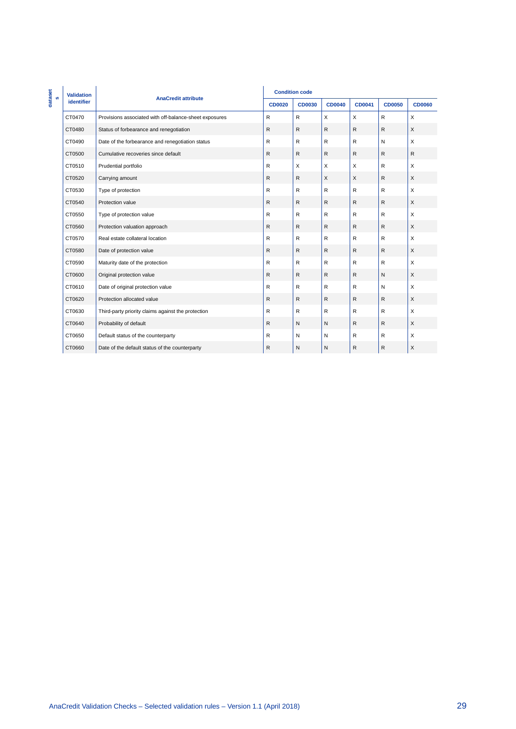| datasets | Validation identifier | AnaCredit attribute | Condition code | | | | | |
|---|---|---|---|---|---|---|---|---|
| | | | CD0020 | CD0030 | CD0040 | CD0041 | CD0050 | CD0060 |
| | CT0470 | Provisions associated with off-balance-sheet exposures | R | R | X | X | R | X |
| | CT0480 | Status of forbearance and renegotiation | R | R | R | R | R | X |
| | CT0490 | Date of the forbearance and renegotiation status | R | R | R | R | N | X |
| | CT0500 | Cumulative recoveries since default | R | R | R | R | R | R |
| | CT0510 | Prudential portfolio | R | X | X | X | R | X |
| | CT0520 | Carrying amount | R | R | X | X | R | X |
| | CT0530 | Type of protection | R | R | R | R | R | X |
| | CT0540 | Protection value | R | R | R | R | R | X |
| | CT0550 | Type of protection value | R | R | R | R | R | X |
| | CT0560 | Protection valuation approach | R | R | R | R | R | X |
| | CT0570 | Real estate collateral location | R | R | R | R | R | X |
| | CT0580 | Date of protection value | R | R | R | R | R | X |
| | CT0590 | Maturity date of the protection | R | R | R | R | R | X |
| | CT0600 | Original protection value | R | R | R | R | N | X |
| | CT0610 | Date of original protection value | R | R | R | R | N | X |
| | CT0620 | Protection allocated value | R | R | R | R | R | X |
| | CT0630 | Third-party priority claims against the protection | R | R | R | R | R | X |
| | CT0640 | Probability of default | R | N | N | R | R | X |
| | CT0650 | Default status of the counterparty | R | N | N | R | R | X |
| | CT0660 | Date of the default status of the counterparty | R | N | N | R | R | X |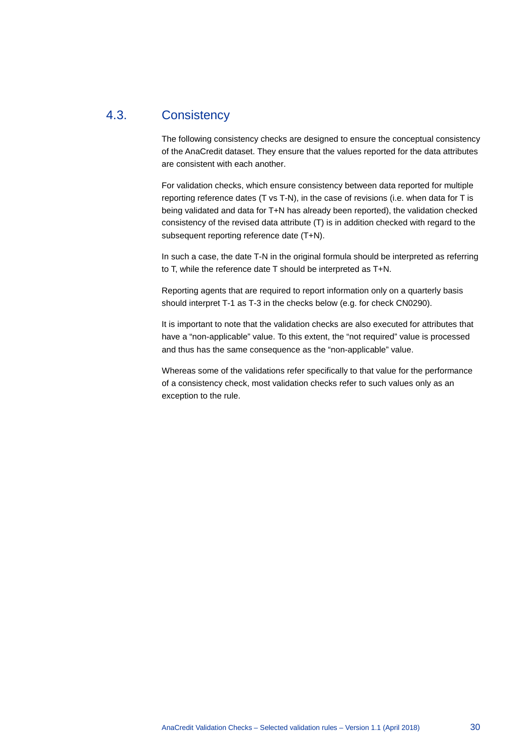## 4.3. Consistency

The following consistency checks are designed to ensure the conceptual consistency of the AnaCredit dataset. They ensure that the values reported for the data attributes are consistent with each another.

For validation checks, which ensure consistency between data reported for multiple reporting reference dates (T vs T-N), in the case of revisions (i.e. when data for T is being validated and data for T+N has already been reported), the validation checked consistency of the revised data attribute (T) is in addition checked with regard to the subsequent reporting reference date (T+N).

In such a case, the date T-N in the original formula should be interpreted as referring to T, while the reference date T should be interpreted as T+N.

Reporting agents that are required to report information only on a quarterly basis should interpret T-1 as T-3 in the checks below (e.g. for check CN0290).

It is important to note that the validation checks are also executed for attributes that have a "non-applicable" value. To this extent, the "not required" value is processed and thus has the same consequence as the "non-applicable" value.

Whereas some of the validations refer specifically to that value for the performance of a consistency check, most validation checks refer to such values only as an exception to the rule.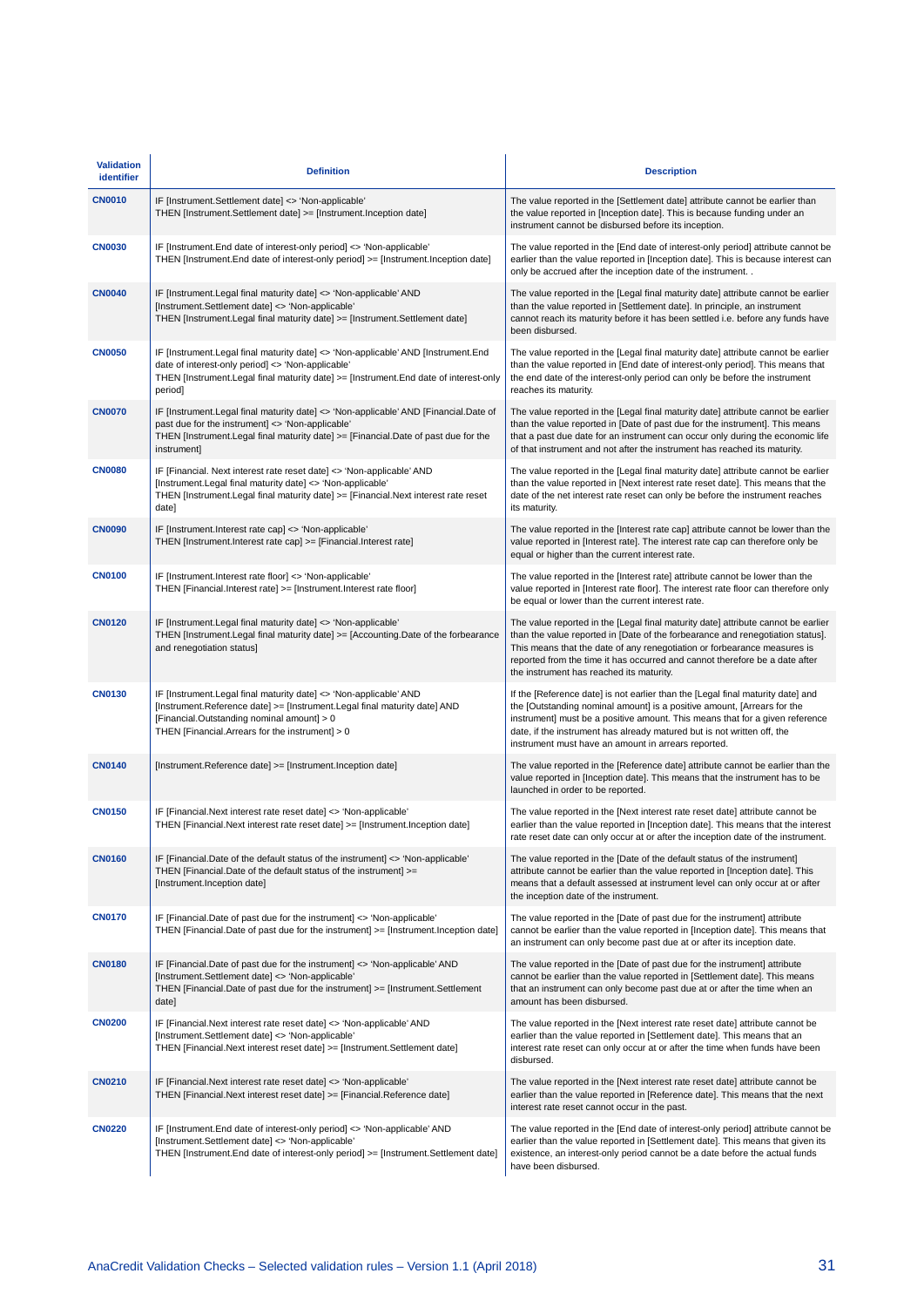| Validation identifier | Definition | Description |
|---|---|---|
| **CN0010** | IF [Instrument.Settlement date] <> 'Non-applicable' THEN [Instrument.Settlement date] >= [Instrument.Inception date] | The value reported in the [Settlement date] attribute cannot be earlier than the value reported in [Inception date]. This is because funding under an instrument cannot be disbursed before its inception. |
| **CN0030** | IF [Instrument.End date of interest-only period] <> 'Non-applicable' THEN [Instrument.End date of interest-only period] >= [Instrument.Inception date] | The value reported in the [End date of interest-only period] attribute cannot be earlier than the value reported in [Inception date]. This is because interest can only be accrued after the inception date of the instrument. . |
| **CN0040** | IF [Instrument.Legal final maturity date] <> 'Non-applicable' AND [Instrument.Settlement date] <> 'Non-applicable' THEN [Instrument.Legal final maturity date] >= [Instrument.Settlement date] | The value reported in the [Legal final maturity date] attribute cannot be earlier than the value reported in [Settlement date]. In principle, an instrument cannot reach its maturity before it has been settled i.e. before any funds have been disbursed. |
| **CN0050** | IF [Instrument.Legal final maturity date] <> 'Non-applicable' AND [Instrument.End date of interest-only period] <> 'Non-applicable' THEN [Instrument.Legal final maturity date] >= [Instrument.End date of interest-only period] | The value reported in the [Legal final maturity date] attribute cannot be earlier than the value reported in [End date of interest-only period]. This means that the end date of the interest-only period can only be before the instrument reaches its maturity. |
| **CN0070** | IF [Instrument.Legal final maturity date] <> 'Non-applicable' AND [Financial.Date of past due for the instrument] <> 'Non-applicable' THEN [Instrument.Legal final maturity date] >= [Financial.Date of past due for the instrument] | The value reported in the [Legal final maturity date] attribute cannot be earlier than the value reported in [Date of past due for the instrument]. This means that a past due date for an instrument can occur only during the economic life of that instrument and not after the instrument has reached its maturity. |
| **CN0080** | IF [Financial. Next interest rate reset date] <> 'Non-applicable' AND [Instrument.Legal final maturity date] <> 'Non-applicable' THEN [Instrument.Legal final maturity date] >= [Financial.Next interest rate reset date] | The value reported in the [Legal final maturity date] attribute cannot be earlier than the value reported in [Next interest rate reset date]. This means that the date of the net interest rate reset can only be before the instrument reaches its maturity. |
| **CN0090** | IF [Instrument.Interest rate cap] <> 'Non-applicable' THEN [Instrument.Interest rate cap] >= [Financial.Interest rate] | The value reported in the [Interest rate cap] attribute cannot be lower than the value reported in [Interest rate]. The interest rate cap can therefore only be equal or higher than the current interest rate. |
| **CN0100** | IF [Instrument.Interest rate floor] <> 'Non-applicable' THEN [Financial.Interest rate] >= [Instrument.Interest rate floor] | The value reported in the [Interest rate] attribute cannot be lower than the value reported in [Interest rate floor]. The interest rate floor can therefore only be equal or lower than the current interest rate. |
| **CN0120** | IF [Instrument.Legal final maturity date] <> 'Non-applicable' THEN [Instrument.Legal final maturity date] >= [Accounting.Date of the forbearance and renegotiation status] | The value reported in the [Legal final maturity date] attribute cannot be earlier than the value reported in [Date of the forbearance and renegotiation status]. This means that the date of any renegotiation or forbearance measures is reported from the time it has occurred and cannot therefore be a date after the instrument has reached its maturity. |
| **CN0130** | IF [Instrument.Legal final maturity date] <> 'Non-applicable' AND [Instrument.Reference date] >= [Instrument.Legal final maturity date] AND [Financial.Outstanding nominal amount] > 0 THEN [Financial.Arrears for the instrument] > 0 | If the [Reference date] is not earlier than the [Legal final maturity date] and the [Outstanding nominal amount] is a positive amount, [Arrears for the instrument] must be a positive amount. This means that for a given reference date, if the instrument has already matured but is not written off, the instrument must have an amount in arrears reported. |
| **CN0140** | [Instrument.Reference date] >= [Instrument.Inception date] | The value reported in the [Reference date] attribute cannot be earlier than the value reported in [Inception date]. This means that the instrument has to be launched in order to be reported. |
| **CN0150** | IF [Financial.Next interest rate reset date] <> 'Non-applicable' THEN [Financial.Next interest rate reset date] >= [Instrument.Inception date] | The value reported in the [Next interest rate reset date] attribute cannot be earlier than the value reported in [Inception date]. This means that the interest rate reset date can only occur at or after the inception date of the instrument. |
| **CN0160** | IF [Financial.Date of the default status of the instrument] <> 'Non-applicable' THEN [Financial.Date of the default status of the instrument] >= [Instrument.Inception date] | The value reported in the [Date of the default status of the instrument] attribute cannot be earlier than the value reported in [Inception date]. This means that a default assessed at instrument level can only occur at or after the inception date of the instrument. |
| **CN0170** | IF [Financial.Date of past due for the instrument] <> 'Non-applicable' THEN [Financial.Date of past due for the instrument] >= [Instrument.Inception date] | The value reported in the [Date of past due for the instrument] attribute cannot be earlier than the value reported in [Inception date]. This means that an instrument can only become past due at or after its inception date. |
| **CN0180** | IF [Financial.Date of past due for the instrument] <> 'Non-applicable' AND [Instrument.Settlement date] <> 'Non-applicable' THEN [Financial.Date of past due for the instrument] >= [Instrument.Settlement date] | The value reported in the [Date of past due for the instrument] attribute cannot be earlier than the value reported in [Settlement date]. This means that an instrument can only become past due at or after the time when an amount has been disbursed. |
| **CN0200** | IF [Financial.Next interest rate reset date] <> 'Non-applicable' AND [Instrument.Settlement date] <> 'Non-applicable' THEN [Financial.Next interest reset date] >= [Instrument.Settlement date] | The value reported in the [Next interest rate reset date] attribute cannot be earlier than the value reported in [Settlement date]. This means that an interest rate reset can only occur at or after the time when funds have been disbursed. |
| **CN0210** | IF [Financial.Next interest rate reset date] <> 'Non-applicable' THEN [Financial.Next interest reset date] >= [Financial.Reference date] | The value reported in the [Next interest rate reset date] attribute cannot be earlier than the value reported in [Reference date]. This means that the next interest rate reset cannot occur in the past. |
| **CN0220** | IF [Instrument.End date of interest-only period] <> 'Non-applicable' AND [Instrument.Settlement date] <> 'Non-applicable' THEN [Instrument.End date of interest-only period] >= [Instrument.Settlement date] | The value reported in the [End date of interest-only period] attribute cannot be earlier than the value reported in [Settlement date]. This means that given its existence, an interest-only period cannot be a date before the actual funds have been disbursed. |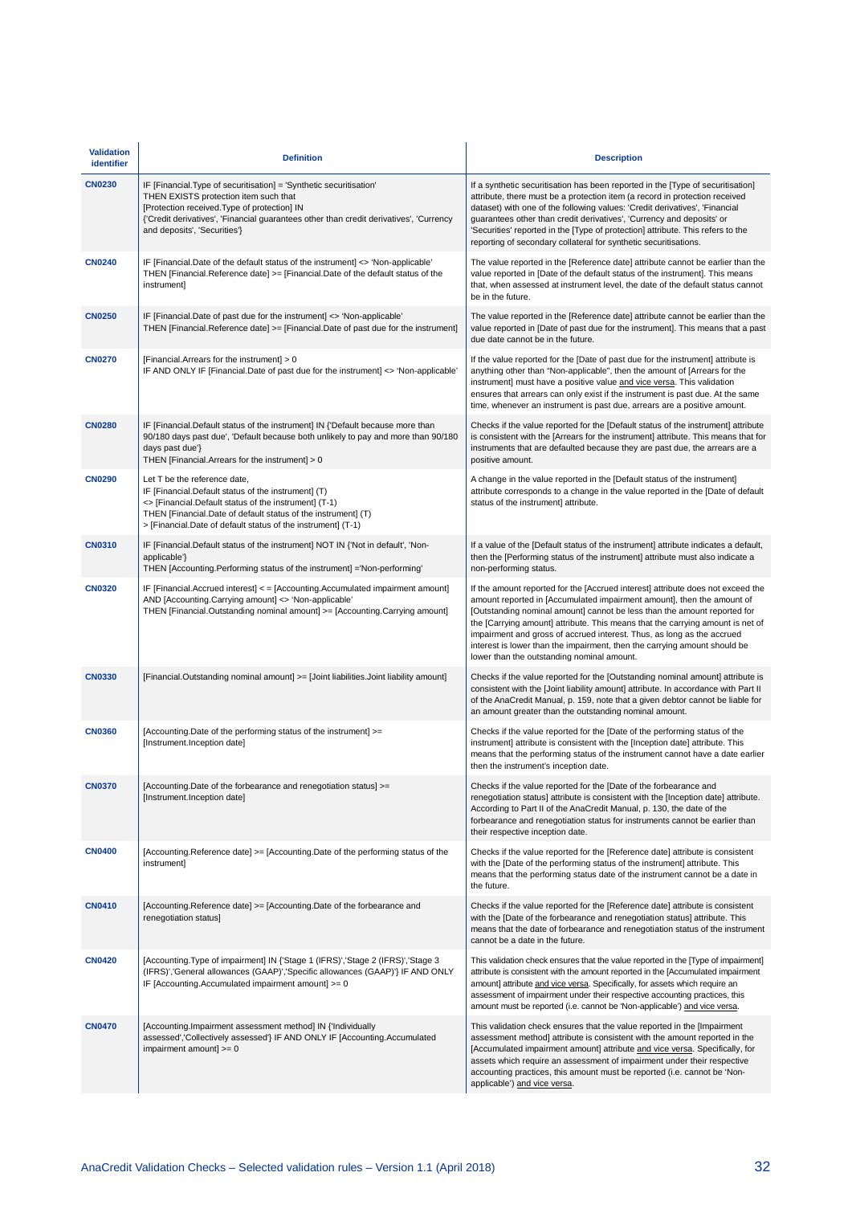| Validation identifier | Definition | Description |
|---|---|---|
| **CN0230** | IF [Financial.Type of securitisation] = 'Synthetic securitisation' THEN EXISTS protection item such that [Protection received.Type of protection] IN {'Credit derivatives', 'Financial guarantees other than credit derivatives', 'Currency and deposits', 'Securities'} | If a synthetic securitisation has been reported in the [Type of securitisation] attribute, there must be a protection item (a record in protection received dataset) with one of the following values: 'Credit derivatives', 'Financial guarantees other than credit derivatives', 'Currency and deposits' or 'Securities' reported in the [Type of protection] attribute. This refers to the reporting of secondary collateral for synthetic securitisations. |
| **CN0240** | IF [Financial.Date of the default status of the instrument] <> 'Non-applicable' THEN [Financial.Reference date] >= [Financial.Date of the default status of the instrument] | The value reported in the [Reference date] attribute cannot be earlier than the value reported in [Date of the default status of the instrument]. This means that, when assessed at instrument level, the date of the default status cannot be in the future. |
| **CN0250** | IF [Financial.Date of past due for the instrument] <> 'Non-applicable' THEN [Financial.Reference date] >= [Financial.Date of past due for the instrument] | The value reported in the [Reference date] attribute cannot be earlier than the value reported in [Date of past due for the instrument]. This means that a past due date cannot be in the future. |
| **CN0270** | [Financial.Arrears for the instrument] > 0 IF AND ONLY IF [Financial.Date of past due for the instrument] <> 'Non-applicable' | If the value reported for the [Date of past due for the instrument] attribute is anything other than "Non-applicable", then the amount of [Arrears for the instrument] must have a positive value and vice versa. This validation ensures that arrears can only exist if the instrument is past due. At the same time, whenever an instrument is past due, arrears are a positive amount. |
| **CN0280** | IF [Financial.Default status of the instrument] IN {'Default because more than 90/180 days past due', 'Default because both unlikely to pay and more than 90/180 days past due'} THEN [Financial.Arrears for the instrument] > 0 | Checks if the value reported for the [Default status of the instrument] attribute is consistent with the [Arrears for the instrument] attribute. This means that for instruments that are defaulted because they are past due, the arrears are a positive amount. |
| **CN0290** | Let T be the reference date, IF [Financial.Default status of the instrument] (T) <> [Financial.Default status of the instrument] (T-1) THEN [Financial.Date of default status of the instrument] (T) > [Financial.Date of default status of the instrument] (T-1) | A change in the value reported in the [Default status of the instrument] attribute corresponds to a change in the value reported in the [Date of default status of the instrument] attribute. |
| **CN0310** | IF [Financial.Default status of the instrument] NOT IN {'Not in default', 'Non-applicable'} THEN [Accounting.Performing status of the instrument] ='Non-performing' | If a value of the [Default status of the instrument] attribute indicates a default, then the [Performing status of the instrument] attribute must also indicate a non-performing status. |
| **CN0320** | IF [Financial.Accrued interest] < = [Accounting.Accumulated impairment amount] AND [Accounting.Carrying amount] <> 'Non-applicable' THEN [Financial.Outstanding nominal amount] >= [Accounting.Carrying amount] | If the amount reported for the [Accrued interest] attribute does not exceed the amount reported in [Accumulated impairment amount], then the amount of [Outstanding nominal amount] cannot be less than the amount reported for the [Carrying amount] attribute. This means that the carrying amount is net of impairment and gross of accrued interest. Thus, as long as the accrued interest is lower than the impairment, then the carrying amount should be lower than the outstanding nominal amount. |
| **CN0330** | [Financial.Outstanding nominal amount] >= [Joint liabilities.Joint liability amount] | Checks if the value reported for the [Outstanding nominal amount] attribute is consistent with the [Joint liability amount] attribute. In accordance with Part II of the AnaCredit Manual, p. 159, note that a given debtor cannot be liable for an amount greater than the outstanding nominal amount. |
| **CN0360** | [Accounting.Date of the performing status of the instrument] >= [Instrument.Inception date] | Checks if the value reported for the [Date of the performing status of the instrument] attribute is consistent with the [Inception date] attribute. This means that the performing status of the instrument cannot have a date earlier then the instrument's inception date. |
| **CN0370** | [Accounting.Date of the forbearance and renegotiation status] >= [Instrument.Inception date] | Checks if the value reported for the [Date of the forbearance and renegotiation status] attribute is consistent with the [Inception date] attribute. According to Part II of the AnaCredit Manual, p. 130, the date of the forbearance and renegotiation status for instruments cannot be earlier than their respective inception date. |
| **CN0400** | [Accounting.Reference date] >= [Accounting.Date of the performing status of the instrument] | Checks if the value reported for the [Reference date] attribute is consistent with the [Date of the performing status of the instrument] attribute. This means that the performing status date of the instrument cannot be a date in the future. |
| **CN0410** | [Accounting.Reference date] >= [Accounting.Date of the forbearance and renegotiation status] | Checks if the value reported for the [Reference date] attribute is consistent with the [Date of the forbearance and renegotiation status] attribute. This means that the date of forbearance and renegotiation status of the instrument cannot be a date in the future. |
| **CN0420** | [Accounting.Type of impairment] IN {'Stage 1 (IFRS)','Stage 2 (IFRS)','Stage 3 (IFRS)','General allowances (GAAP)','Specific allowances (GAAP)'} IF AND ONLY IF [Accounting.Accumulated impairment amount] >= 0 | This validation check ensures that the value reported in the [Type of impairment] attribute is consistent with the amount reported in the [Accumulated impairment amount] attribute and vice versa. Specifically, for assets which require an assessment of impairment under their respective accounting practices, this amount must be reported (i.e. cannot be 'Non-applicable') and vice versa. |
| **CN0470** | [Accounting.Impairment assessment method] IN {'Individually assessed','Collectively assessed'} IF AND ONLY IF [Accounting.Accumulated impairment amount] >= 0 | This validation check ensures that the value reported in the [Impairment assessment method] attribute is consistent with the amount reported in the [Accumulated impairment amount] attribute and vice versa. Specifically, for assets which require an assessment of impairment under their respective accounting practices, this amount must be reported (i.e. cannot be 'Non-applicable') and vice versa. |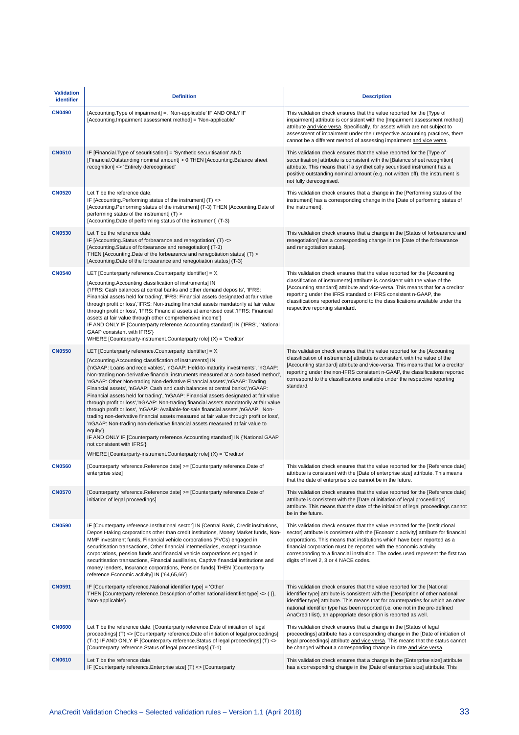| Validation identifier | Definition | Description |
|---|---|---|
| **CN0490** | [Accounting.Type of impairment] =, 'Non-applicable' IF AND ONLY IF [Accounting.Impairment assessment method] = 'Non-applicable' | This validation check ensures that the value reported for the [Type of impairment] attribute is consistent with the [Impairment assessment method] attribute and vice versa. Specifically, for assets which are not subject to assessment of impairment under their respective accounting practices, there cannot be a different method of assessing impairment and vice versa. |
| **CN0510** | IF [Financial.Type of securitisation] = 'Synthetic securitisation' AND [Financial.Outstanding nominal amount] > 0 THEN [Accounting.Balance sheet recognition] <> 'Entirely derecognised' | This validation check ensures that the value reported for the [Type of securitisation] attribute is consistent with the [Balance sheet recognition] attribute. This means that if a synthetically securitised instrument has a positive outstanding nominal amount (e.g. not written off), the instrument is not fully derecognised. |
| **CN0520** | Let T be the reference date,<br>IF [Accounting.Performing status of the instrument] (T) <> [Accounting.Performing status of the instrument] (T-3) THEN [Accounting.Date of performing status of the instrument] (T) > [Accounting.Date of performing status of the instrument] (T-3) | This validation check ensures that a change in the [Performing status of the instrument] has a corresponding change in the [Date of performing status of the instrument]. |
| **CN0530** | Let T be the reference date,<br>IF [Accounting.Status of forbearance and renegotiation] (T) <> [Accounting.Status of forbearance and renegotiation] (T-3)<br>THEN [Accounting.Date of the forbearance and renegotiation status] (T) > [Accounting.Date of the forbearance and renegotiation status] (T-3) | This validation check ensures that a change in the [Status of forbearance and renegotiation] has a corresponding change in the [Date of the forbearance and renegotiation status]. |
| **CN0540** | LET [Counterparty reference.Counterparty identifier] = X,<br>[Accounting.Accounting classification of instruments] IN {'IFRS: Cash balances at central banks and other demand deposits', 'IFRS: Financial assets held for trading','IFRS: Financial assets designated at fair value through profit or loss','IFRS: Non-trading financial assets mandatorily at fair value through profit or loss', 'IFRS: Financial assets at amortised cost','IFRS: Financial assets at fair value through other comprehensive income'}<br>IF AND ONLY IF [Counterparty reference.Accounting standard] IN {'IFRS', 'National GAAP consistent with IFRS'}<br>WHERE [Counterparty-instrument.Counterparty role] (X) = 'Creditor' | This validation check ensures that the value reported for the [Accounting classification of instruments] attribute is consistent with the value of the [Accounting standard] attribute and vice-versa. This means that for a creditor reporting under the IFRS standard or IFRS consistent n-GAAP, the classifications reported correspond to the classifications available under the respective reporting standard. |
| **CN0550** | LET [Counterparty reference.Counterparty identifier] = X,<br>[Accounting.Accounting classification of instruments] IN {'nGAAP: Loans and receivables', 'nGAAP: Held-to-maturity investments', 'nGAAP: Non-trading non-derivative financial instruments measured at a cost-based method', 'nGAAP: Other Non-trading Non-derivative Financial assets','nGAAP: Trading Financial assets', 'nGAAP: Cash and cash balances at central banks','nGAAP: Financial assets held for trading', 'nGAAP: Financial assets designated at fair value through profit or loss','nGAAP: Non-trading financial assets mandatorily at fair value through profit or loss', 'nGAAP: Available-for-sale financial assets','nGAAP: Non-trading non-derivative financial assets measured at fair value through profit or loss', 'nGAAP: Non-trading non-derivative financial assets measured at fair value to equity'}<br>IF AND ONLY IF [Counterparty reference.Accounting standard] IN {'National GAAP not consistent with IFRS'}<br>WHERE [Counterparty-instrument.Counterparty role] (X) = 'Creditor' | This validation check ensures that the value reported for the [Accounting classification of instruments] attribute is consistent with the value of the [Accounting standard] attribute and vice-versa. This means that for a creditor reporting under the non-IFRS consistent n-GAAP, the classifications reported correspond to the classifications available under the respective reporting standard. |
| **CN0560** | [Counterparty reference.Reference date] >= [Counterparty reference.Date of enterprise size] | This validation check ensures that the value reported for the [Reference date] attribute is consistent with the [Date of enterprise size] attribute. This means that the date of enterprise size cannot be in the future. |
| **CN0570** | [Counterparty reference.Reference date] >= [Counterparty reference.Date of initiation of legal proceedings] | This validation check ensures that the value reported for the [Reference date] attribute is consistent with the [Date of initiation of legal proceedings] attribute. This means that the date of the initiation of legal proceedings cannot be in the future. |
| **CN0590** | IF [Counterparty reference.Institutional sector] IN {Central Bank, Credit institutions, Deposit-taking corporations other than credit institutions, Money Market funds, Non-MMF investment funds, Financial vehicle corporations (FVCs) engaged in securitisation transactions, Other financial intermediaries, except insurance corporations, pension funds and financial vehicle corporations engaged in securitisation transactions, Financial auxiliaries, Captive financial institutions and money lenders, Insurance corporations, Pension funds} THEN [Counterparty reference.Economic activity] IN {'64,65,66'} | This validation check ensures that the value reported for the [Institutional sector] attribute is consistent with the [Economic activity] attribute for financial corporations. This means that institutions which have been reported as a financial corporation must be reported with the economic activity corresponding to a financial institution. The codes used represent the first two digits of level 2, 3 or 4 NACE codes. |
| **CN0591** | IF [Counterparty reference.National identifier type] = 'Other'<br>THEN [Counterparty reference.Description of other national identifiet type] <> ( {}, 'Non-applicable') | This validation check ensures that the value reported for the [National identifier type] attribute is consistent with the [Description of other national identifier type] attribute. This means that for counterparties for which an other national identifier type has been reported (i.e. one not in the pre-defined AnaCredit list), an appropriate description is reported as well. |
| **CN0600** | Let T be the reference date, [Counterparty reference.Date of initiation of legal proceedings] (T) <> [Counterparty reference.Date of initiation of legal proceedings] (T-1) IF AND ONLY IF [Counterparty reference.Status of legal proceedings] (T) <> [Counterparty reference.Status of legal proceedings] (T-1) | This validation check ensures that a change in the [Status of legal proceedings] attribute has a corresponding change in the [Date of initiation of legal proceedings] attribute and vice versa. This means that the status cannot be changed without a corresponding change in date and vice versa. |
| **CN0610** | Let T be the reference date,<br>IF [Counterparty reference.Enterprise size] (T) <> [Counterparty | This validation check ensures that a change in the [Enterprise size] attribute has a corresponding change in the [Date of enterprise size] attribute. This |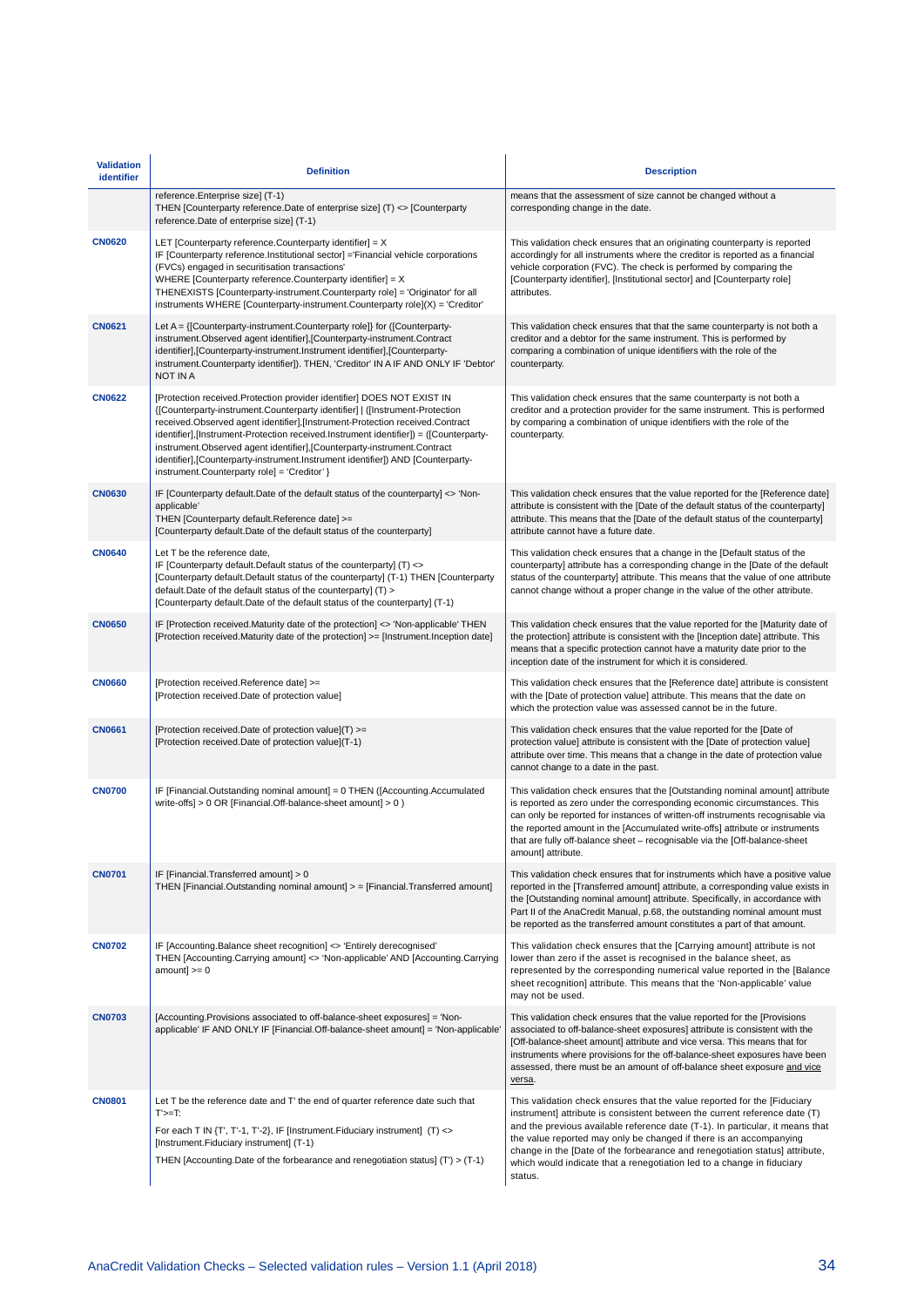| Validation identifier | Definition | Description |
|---|---|---|
| | reference.Enterprise size] (T-1) THEN [Counterparty reference.Date of enterprise size] (T) <> [Counterparty reference.Date of enterprise size] (T-1) | means that the assessment of size cannot be changed without a corresponding change in the date. |
| **CN0620** | LET [Counterparty reference.Counterparty identifier] = X IF [Counterparty reference.Institutional sector] ='Financial vehicle corporations (FVCs) engaged in securitisation transactions' WHERE [Counterparty reference.Counterparty identifier] = X THENEXISTS [Counterparty-instrument.Counterparty role] = 'Originator' for all instruments WHERE [Counterparty-instrument.Counterparty role](X) = 'Creditor' | This validation check ensures that an originating counterparty is reported accordingly for all instruments where the creditor is reported as a financial vehicle corporation (FVC). The check is performed by comparing the [Counterparty identifier], [Institutional sector] and [Counterparty role] attributes. |
| **CN0621** | Let A = {[Counterparty-instrument.Counterparty role]} for ([Counterparty-instrument.Observed agent identifier],[Counterparty-instrument.Contract identifier],[Counterparty-instrument.Instrument identifier],[Counterparty-instrument.Counterparty identifier]). THEN, 'Creditor' IN A IF AND ONLY IF 'Debtor' NOT IN A | This validation check ensures that that the same counterparty is not both a creditor and a debtor for the same instrument. This is performed by comparing a combination of unique identifiers with the role of the counterparty. |
| **CN0622** | [Protection received.Protection provider identifier] DOES NOT EXIST IN {[Counterparty-instrument.Counterparty identifier] \| ([Instrument-Protection received.Observed agent identifier],[Instrument-Protection received.Contract identifier],[Instrument-Protection received.Instrument identifier]) = ([Counterparty-instrument.Observed agent identifier],[Counterparty-instrument.Contract identifier],[Counterparty-instrument.Instrument identifier]) AND [Counterparty-instrument.Counterparty role] = 'Creditor' } | This validation check ensures that the same counterparty is not both a creditor and a protection provider for the same instrument. This is performed by comparing a combination of unique identifiers with the role of the counterparty. |
| **CN0630** | IF [Counterparty default.Date of the default status of the counterparty] <> 'Non-applicable' THEN [Counterparty default.Reference date] >= [Counterparty default.Date of the default status of the counterparty] | This validation check ensures that the value reported for the [Reference date] attribute is consistent with the [Date of the default status of the counterparty] attribute. This means that the [Date of the default status of the counterparty] attribute cannot have a future date. |
| **CN0640** | Let T be the reference date, IF [Counterparty default.Default status of the counterparty] (T) <> [Counterparty default.Default status of the counterparty] (T-1) THEN [Counterparty default.Date of the default status of the counterparty] (T) > [Counterparty default.Date of the default status of the counterparty] (T-1) | This validation check ensures that a change in the [Default status of the counterparty] attribute has a corresponding change in the [Date of the default status of the counterparty] attribute. This means that the value of one attribute cannot change without a proper change in the value of the other attribute. |
| **CN0650** | IF [Protection received.Maturity date of the protection] <> 'Non-applicable' THEN [Protection received.Maturity date of the protection] >= [Instrument.Inception date] | This validation check ensures that the value reported for the [Maturity date of the protection] attribute is consistent with the [Inception date] attribute. This means that a specific protection cannot have a maturity date prior to the inception date of the instrument for which it is considered. |
| **CN0660** | [Protection received.Reference date] >= [Protection received.Date of protection value] | This validation check ensures that the [Reference date] attribute is consistent with the [Date of protection value] attribute. This means that the date on which the protection value was assessed cannot be in the future. |
| **CN0661** | [Protection received.Date of protection value](T) >= [Protection received.Date of protection value](T-1) | This validation check ensures that the value reported for the [Date of protection value] attribute is consistent with the [Date of protection value] attribute over time. This means that a change in the date of protection value cannot change to a date in the past. |
| **CN0700** | IF [Financial.Outstanding nominal amount] = 0 THEN ([Accounting.Accumulated write-offs] > 0 OR [Financial.Off-balance-sheet amount] > 0 ) | This validation check ensures that the [Outstanding nominal amount] attribute is reported as zero under the corresponding economic circumstances. This can only be reported for instances of written-off instruments recognisable via the reported amount in the [Accumulated write-offs] attribute or instruments that are fully off-balance sheet – recognisable via the [Off-balance-sheet amount] attribute. |
| **CN0701** | IF [Financial.Transferred amount] > 0 THEN [Financial.Outstanding nominal amount] > = [Financial.Transferred amount] | This validation check ensures that for instruments which have a positive value reported in the [Transferred amount] attribute, a corresponding value exists in the [Outstanding nominal amount] attribute. Specifically, in accordance with Part II of the AnaCredit Manual, p.68, the outstanding nominal amount must be reported as the transferred amount constitutes a part of that amount. |
| **CN0702** | IF [Accounting.Balance sheet recognition] <> 'Entirely derecognised' THEN [Accounting.Carrying amount] <> 'Non-applicable' AND [Accounting.Carrying amount] >= 0 | This validation check ensures that the [Carrying amount] attribute is not lower than zero if the asset is recognised in the balance sheet, as represented by the corresponding numerical value reported in the [Balance sheet recognition] attribute. This means that the 'Non-applicable' value may not be used. |
| **CN0703** | [Accounting.Provisions associated to off-balance-sheet exposures] = 'Non-applicable' IF AND ONLY IF [Financial.Off-balance-sheet amount] = 'Non-applicable' | This validation check ensures that the value reported for the [Provisions associated to off-balance-sheet exposures] attribute is consistent with the [Off-balance-sheet amount] attribute and vice versa. This means that for instruments where provisions for the off-balance-sheet exposures have been assessed, there must be an amount of off-balance sheet exposure and vice versa. |
| **CN0801** | Let T be the reference date and T' the end of quarter reference date such that T'>=T: For each T IN {T', T'-1, T'-2}, IF [Instrument.Fiduciary instrument] (T) <> [Instrument.Fiduciary instrument] (T-1) THEN [Accounting.Date of the forbearance and renegotiation status] (T') > (T-1) | This validation check ensures that the value reported for the [Fiduciary instrument] attribute is consistent between the current reference date (T) and the previous available reference date (T-1). In particular, it means that the value reported may only be changed if there is an accompanying change in the [Date of the forbearance and renegotiation status] attribute, which would indicate that a renegotiation led to a change in fiduciary status. |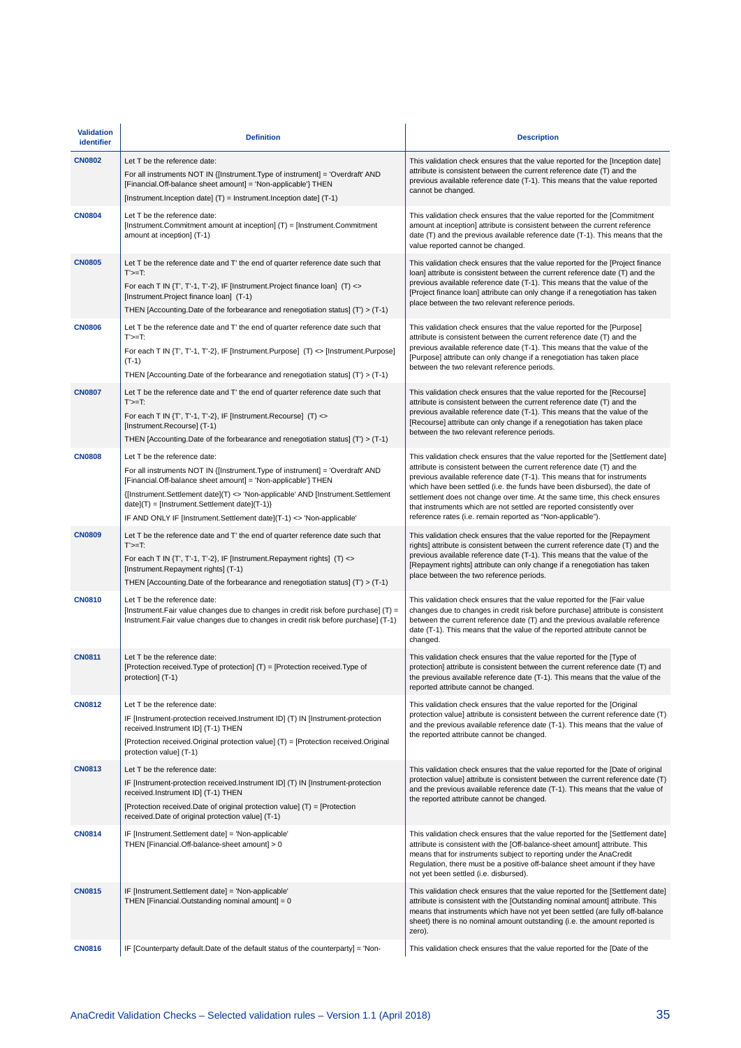| Validation identifier | Definition | Description |
|---|---|---|
| **CN0802** | Let T be the reference date:<br>For all instruments NOT IN {[Instrument.Type of instrument] = 'Overdraft' AND [Financial.Off-balance sheet amount] = 'Non-applicable'} THEN<br>[Instrument.Inception date] (T) = Instrument.Inception date] (T-1) | This validation check ensures that the value reported for the [Inception date] attribute is consistent between the current reference date (T) and the previous available reference date (T-1). This means that the value reported cannot be changed. |
| **CN0804** | Let T be the reference date:<br>[Instrument.Commitment amount at inception] (T) = [Instrument.Commitment amount at inception] (T-1) | This validation check ensures that the value reported for the [Commitment amount at inception] attribute is consistent between the current reference date (T) and the previous available reference date (T-1). This means that the value reported cannot be changed. |
| **CN0805** | Let T be the reference date and T' the end of quarter reference date such that T'>=T:<br>For each T IN {T', T'-1, T'-2}, IF [Instrument.Project finance loan] (T) <> [Instrument.Project finance loan] (T-1)<br>THEN [Accounting.Date of the forbearance and renegotiation status] (T') > (T-1) | This validation check ensures that the value reported for the [Project finance loan] attribute is consistent between the current reference date (T) and the previous available reference date (T-1). This means that the value of the [Project finance loan] attribute can only change if a renegotiation has taken place between the two relevant reference periods. |
| **CN0806** | Let T be the reference date and T' the end of quarter reference date such that T'>=T:<br>For each T IN {T', T'-1, T'-2}, IF [Instrument.Purpose] (T) <> [Instrument.Purpose] (T-1)<br>THEN [Accounting.Date of the forbearance and renegotiation status] (T') > (T-1) | This validation check ensures that the value reported for the [Purpose] attribute is consistent between the current reference date (T) and the previous available reference date (T-1). This means that the value of the [Purpose] attribute can only change if a renegotiation has taken place between the two relevant reference periods. |
| **CN0807** | Let T be the reference date and T' the end of quarter reference date such that T'>=T:<br>For each T IN {T', T'-1, T'-2}, IF [Instrument.Recourse] (T) <> [Instrument.Recourse] (T-1)<br>THEN [Accounting.Date of the forbearance and renegotiation status] (T') > (T-1) | This validation check ensures that the value reported for the [Recourse] attribute is consistent between the current reference date (T) and the previous available reference date (T-1). This means that the value of the [Recourse] attribute can only change if a renegotiation has taken place between the two relevant reference periods. |
| **CN0808** | Let T be the reference date:<br>For all instruments NOT IN {[Instrument.Type of instrument] = 'Overdraft' AND [Financial.Off-balance sheet amount] = 'Non-applicable'} THEN<br>{[Instrument.Settlement date](T) <> 'Non-applicable' AND [Instrument.Settlement date](T) = [Instrument.Settlement date](T-1)}<br>IF AND ONLY IF [Instrument.Settlement date](T-1) <> 'Non-applicable' | This validation check ensures that the value reported for the [Settlement date] attribute is consistent between the current reference date (T) and the previous available reference date (T-1). This means that for instruments which have been settled (i.e. the funds have been disbursed), the date of settlement does not change over time. At the same time, this check ensures that instruments which are not settled are reported consistently over reference rates (i.e. remain reported as "Non-applicable"). |
| **CN0809** | Let T be the reference date and T' the end of quarter reference date such that T'>=T:<br>For each T IN {T', T'-1, T'-2}, IF [Instrument.Repayment rights] (T) <> [Instrument.Repayment rights] (T-1)<br>THEN [Accounting.Date of the forbearance and renegotiation status] (T') > (T-1) | This validation check ensures that the value reported for the [Repayment rights] attribute is consistent between the current reference date (T) and the previous available reference date (T-1). This means that the value of the [Repayment rights] attribute can only change if a renegotiation has taken place between the two reference periods. |
| **CN0810** | Let T be the reference date:<br>[Instrument.Fair value changes due to changes in credit risk before purchase] (T) = Instrument.Fair value changes due to changes in credit risk before purchase] (T-1) | This validation check ensures that the value reported for the [Fair value changes due to changes in credit risk before purchase] attribute is consistent between the current reference date (T) and the previous available reference date (T-1). This means that the value of the reported attribute cannot be changed. |
| **CN0811** | Let T be the reference date:<br>[Protection received.Type of protection] (T) = [Protection received.Type of protection] (T-1) | This validation check ensures that the value reported for the [Type of protection] attribute is consistent between the current reference date (T) and the previous available reference date (T-1). This means that the value of the reported attribute cannot be changed. |
| **CN0812** | Let T be the reference date:<br>IF [Instrument-protection received.Instrument ID] (T) IN [Instrument-protection received.Instrument ID] (T-1) THEN<br>[Protection received.Original protection value] (T) = [Protection received.Original protection value] (T-1) | This validation check ensures that the value reported for the [Original protection value] attribute is consistent between the current reference date (T) and the previous available reference date (T-1). This means that the value of the reported attribute cannot be changed. |
| **CN0813** | Let T be the reference date:<br>IF [Instrument-protection received.Instrument ID] (T) IN [Instrument-protection received.Instrument ID] (T-1) THEN<br>[Protection received.Date of original protection value] (T) = [Protection received.Date of original protection value] (T-1) | This validation check ensures that the value reported for the [Date of original protection value] attribute is consistent between the current reference date (T) and the previous available reference date (T-1). This means that the value of the reported attribute cannot be changed. |
| **CN0814** | IF [Instrument.Settlement date] = 'Non-applicable'<br>THEN [Financial.Off-balance-sheet amount] > 0 | This validation check ensures that the value reported for the [Settlement date] attribute is consistent with the [Off-balance-sheet amount] attribute. This means that for instruments subject to reporting under the AnaCredit Regulation, there must be a positive off-balance sheet amount if they have not yet been settled (i.e. disbursed). |
| **CN0815** | IF [Instrument.Settlement date] = 'Non-applicable'<br>THEN [Financial.Outstanding nominal amount] = 0 | This validation check ensures that the value reported for the [Settlement date] attribute is consistent with the [Outstanding nominal amount] attribute. This means that instruments which have not yet been settled (are fully off-balance sheet) there is no nominal amount outstanding (i.e. the amount reported is zero). |
| **CN0816** | IF [Counterparty default.Date of the default status of the counterparty] = 'Non- | This validation check ensures that the value reported for the [Date of the |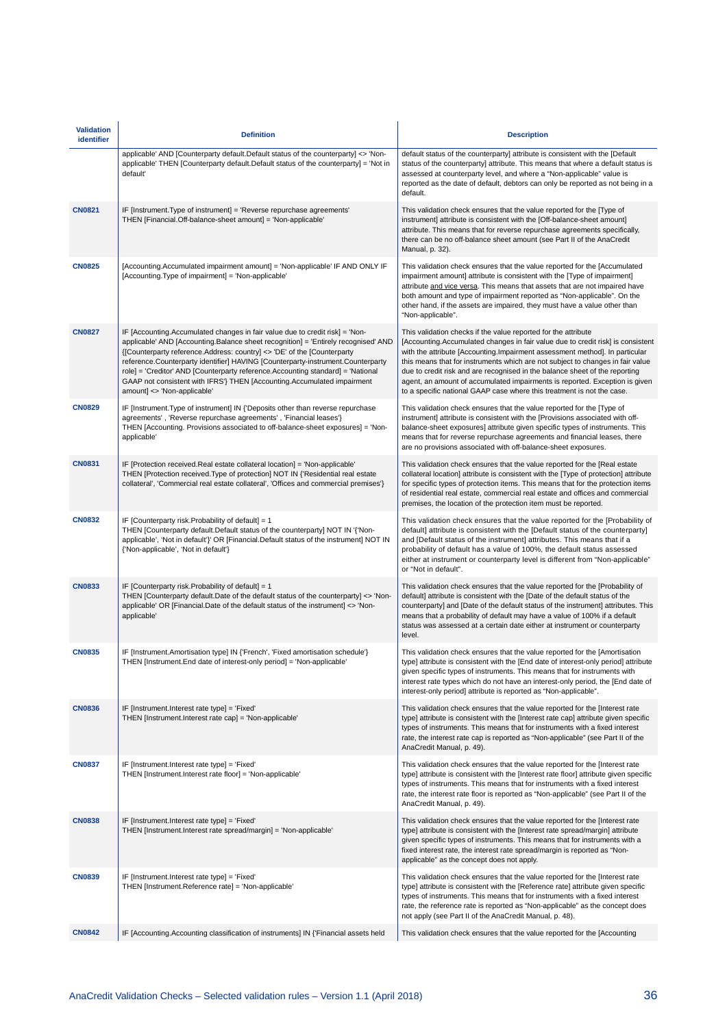| Validation identifier | Definition | Description |
|---|---|---|
| | applicable' AND [Counterparty default.Default status of the counterparty] <> 'Non-applicable' THEN [Counterparty default.Default status of the counterparty] = 'Not in default' | default status of the counterparty] attribute is consistent with the [Default status of the counterparty] attribute. This means that where a default status is assessed at counterparty level, and where a "Non-applicable" value is reported as the date of default, debtors can only be reported as not being in a default. |
| **CN0821** | IF [Instrument.Type of instrument] = 'Reverse repurchase agreements' THEN [Financial.Off-balance-sheet amount] = 'Non-applicable' | This validation check ensures that the value reported for the [Type of instrument] attribute is consistent with the [Off-balance-sheet amount] attribute. This means that for reverse repurchase agreements specifically, there can be no off-balance sheet amount (see Part II of the AnaCredit Manual, p. 32). |
| **CN0825** | [Accounting.Accumulated impairment amount] = 'Non-applicable' IF AND ONLY IF [Accounting.Type of impairment] = 'Non-applicable' | This validation check ensures that the value reported for the [Accumulated impairment amount] attribute is consistent with the [Type of impairment] attribute and vice versa. This means that assets that are not impaired have both amount and type of impairment reported as "Non-applicable". On the other hand, if the assets are impaired, they must have a value other than "Non-applicable". |
| **CN0827** | IF [Accounting.Accumulated changes in fair value due to credit risk] = 'Non-applicable' AND [Accounting.Balance sheet recognition] = 'Entirely recognised' AND {[Counterparty reference.Address: country] <> 'DE' of the [Counterparty reference.Counterparty identifier] HAVING [Counterparty-instrument.Counterparty role] = 'Creditor' AND [Counterparty reference.Accounting standard] = 'National GAAP not consistent with IFRS'} THEN [Accounting.Accumulated impairment amount] <> 'Non-applicable' | This validation checks if the value reported for the attribute [Accounting.Accumulated changes in fair value due to credit risk] is consistent with the attribute [Accounting.Impairment assessment method]. In particular this means that for instruments which are not subject to changes in fair value due to credit risk and are recognised in the balance sheet of the reporting agent, an amount of accumulated impairments is reported. Exception is given to a specific national GAAP case where this treatment is not the case. |
| **CN0829** | IF [Instrument.Type of instrument] IN {'Deposits other than reverse repurchase agreements' , 'Reverse repurchase agreements' , 'Financial leases'} THEN [Accounting. Provisions associated to off-balance-sheet exposures] = 'Non-applicable' | This validation check ensures that the value reported for the [Type of instrument] attribute is consistent with the [Provisions associated with off-balance-sheet exposures] attribute given specific types of instruments. This means that for reverse repurchase agreements and financial leases, there are no provisions associated with off-balance-sheet exposures. |
| **CN0831** | IF [Protection received.Real estate collateral location] = 'Non-applicable' THEN [Protection received.Type of protection] NOT IN {'Residential real estate collateral', 'Commercial real estate collateral', 'Offices and commercial premises'} | This validation check ensures that the value reported for the [Real estate collateral location] attribute is consistent with the [Type of protection] attribute for specific types of protection items. This means that for the protection items of residential real estate, commercial real estate and offices and commercial premises, the location of the protection item must be reported. |
| **CN0832** | IF [Counterparty risk.Probability of default] = 1 THEN [Counterparty default.Default status of the counterparty] NOT IN '{'Non-applicable', 'Not in default'}' OR [Financial.Default status of the instrument] NOT IN {'Non-applicable', 'Not in default'} | This validation check ensures that the value reported for the [Probability of default] attribute is consistent with the [Default status of the counterparty] and [Default status of the instrument] attributes. This means that if a probability of default has a value of 100%, the default status assessed either at instrument or counterparty level is different from "Non-applicable" or "Not in default". |
| **CN0833** | IF [Counterparty risk.Probability of default] = 1 THEN [Counterparty default.Date of the default status of the counterparty] <> 'Non-applicable' OR [Financial.Date of the default status of the instrument] <> 'Non-applicable' | This validation check ensures that the value reported for the [Probability of default] attribute is consistent with the [Date of the default status of the counterparty] and [Date of the default status of the instrument] attributes. This means that a probability of default may have a value of 100% if a default status was assessed at a certain date either at instrument or counterparty level. |
| **CN0835** | IF [Instrument.Amortisation type] IN {'French', 'Fixed amortisation schedule'} THEN [Instrument.End date of interest-only period] = 'Non-applicable' | This validation check ensures that the value reported for the [Amortisation type] attribute is consistent with the [End date of interest-only period] attribute given specific types of instruments. This means that for instruments with interest rate types which do not have an interest-only period, the [End date of interest-only period] attribute is reported as "Non-applicable". |
| **CN0836** | IF [Instrument.Interest rate type] = 'Fixed' THEN [Instrument.Interest rate cap] = 'Non-applicable' | This validation check ensures that the value reported for the [Interest rate type] attribute is consistent with the [Interest rate cap] attribute given specific types of instruments. This means that for instruments with a fixed interest rate, the interest rate cap is reported as "Non-applicable" (see Part II of the AnaCredit Manual, p. 49). |
| **CN0837** | IF [Instrument.Interest rate type] = 'Fixed' THEN [Instrument.Interest rate floor] = 'Non-applicable' | This validation check ensures that the value reported for the [Interest rate type] attribute is consistent with the [Interest rate floor] attribute given specific types of instruments. This means that for instruments with a fixed interest rate, the interest rate floor is reported as "Non-applicable" (see Part II of the AnaCredit Manual, p. 49). |
| **CN0838** | IF [Instrument.Interest rate type] = 'Fixed' THEN [Instrument.Interest rate spread/margin] = 'Non-applicable' | This validation check ensures that the value reported for the [Interest rate type] attribute is consistent with the [Interest rate spread/margin] attribute given specific types of instruments. This means that for instruments with a fixed interest rate, the interest rate spread/margin is reported as "Non-applicable" as the concept does not apply. |
| **CN0839** | IF [Instrument.Interest rate type] = 'Fixed' THEN [Instrument.Reference rate] = 'Non-applicable' | This validation check ensures that the value reported for the [Interest rate type] attribute is consistent with the [Reference rate] attribute given specific types of instruments. This means that for instruments with a fixed interest rate, the reference rate is reported as "Non-applicable" as the concept does not apply (see Part II of the AnaCredit Manual, p. 48). |
| **CN0842** | IF [Accounting.Accounting classification of instruments] IN {'Financial assets held | This validation check ensures that the value reported for the [Accounting |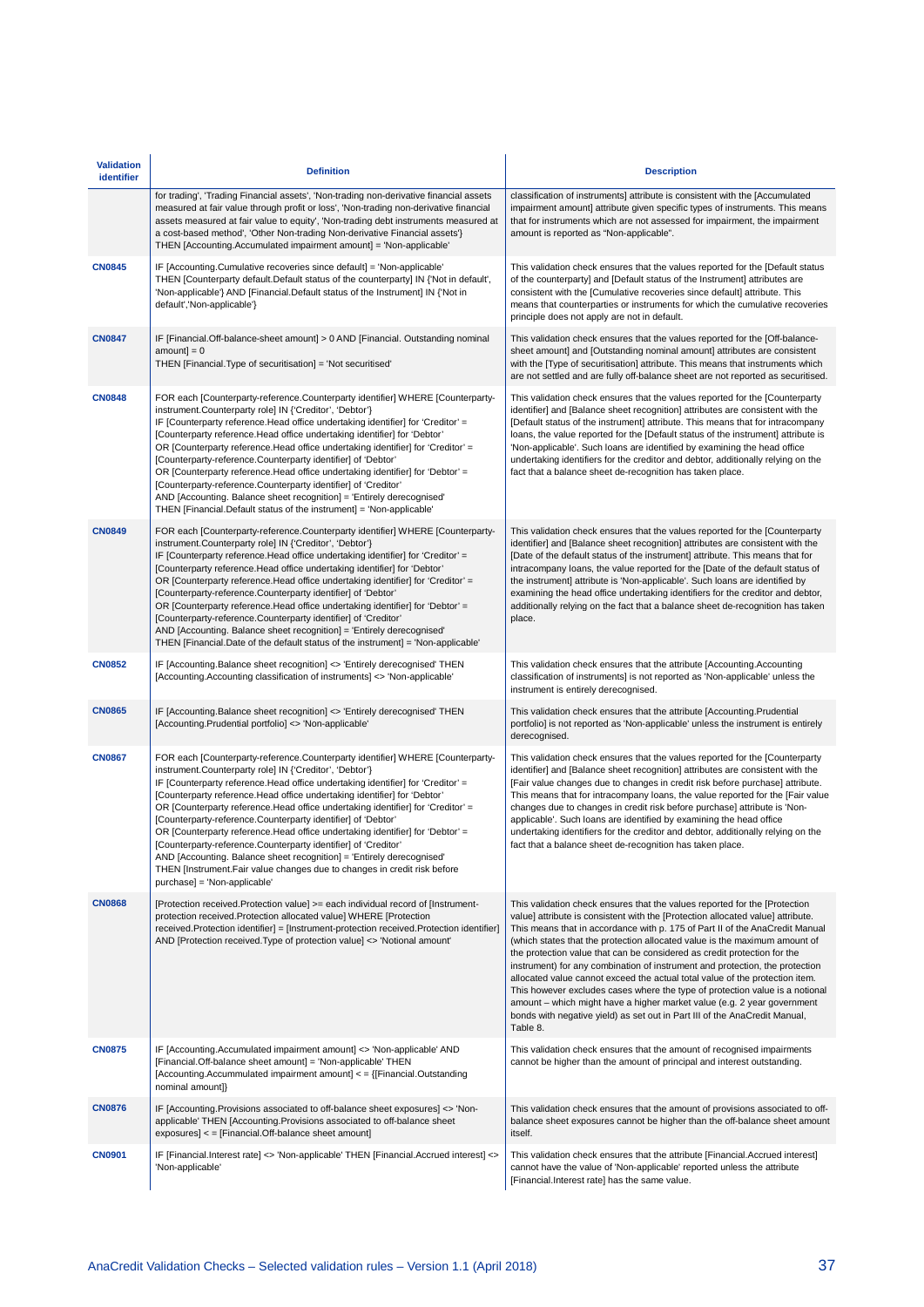| Validation identifier | Definition | Description |
|---|---|---|
| | for trading', 'Trading Financial assets', 'Non-trading non-derivative financial assets measured at fair value through profit or loss', 'Non-trading non-derivative financial assets measured at fair value to equity', 'Non-trading debt instruments measured at a cost-based method', 'Other Non-trading Non-derivative Financial assets'} THEN [Accounting.Accumulated impairment amount] = 'Non-applicable' | classification of instruments] attribute is consistent with the [Accumulated impairment amount] attribute given specific types of instruments. This means that for instruments which are not assessed for impairment, the impairment amount is reported as "Non-applicable". |
| **CN0845** | IF [Accounting.Cumulative recoveries since default] = 'Non-applicable' THEN [Counterparty default.Default status of the counterparty] IN {'Not in default', 'Non-applicable'} AND [Financial.Default status of the Instrument] IN {'Not in default','Non-applicable'} | This validation check ensures that the values reported for the [Default status of the counterparty] and [Default status of the Instrument] attributes are consistent with the [Cumulative recoveries since default] attribute. This means that counterparties or instruments for which the cumulative recoveries principle does not apply are not in default. |
| **CN0847** | IF [Financial.Off-balance-sheet amount] > 0 AND [Financial. Outstanding nominal amount] = 0 THEN [Financial.Type of securitisation] = 'Not securitised' | This validation check ensures that the values reported for the [Off-balance-sheet amount] and [Outstanding nominal amount] attributes are consistent with the [Type of securitisation] attribute. This means that instruments which are not settled and are fully off-balance sheet are not reported as securitised. |
| **CN0848** | FOR each [Counterparty-reference.Counterparty identifier] WHERE [Counterparty-instrument.Counterparty role] IN {'Creditor', 'Debtor'} IF [Counterparty reference.Head office undertaking identifier] for 'Creditor' = [Counterparty reference.Head office undertaking identifier] for 'Debtor' OR [Counterparty reference.Head office undertaking identifier] for 'Creditor' = [Counterparty-reference.Counterparty identifier] of 'Debtor' OR [Counterparty reference.Head office undertaking identifier] for 'Debtor' = [Counterparty-reference.Counterparty identifier] of 'Creditor' AND [Accounting. Balance sheet recognition] = 'Entirely derecognised' THEN [Financial.Default status of the instrument] = 'Non-applicable' | This validation check ensures that the values reported for the [Counterparty identifier] and [Balance sheet recognition] attributes are consistent with the [Default status of the instrument] attribute. This means that for intracompany loans, the value reported for the [Default status of the instrument] attribute is 'Non-applicable'. Such loans are identified by examining the head office undertaking identifiers for the creditor and debtor, additionally relying on the fact that a balance sheet de-recognition has taken place. |
| **CN0849** | FOR each [Counterparty-reference.Counterparty identifier] WHERE [Counterparty-instrument.Counterparty role] IN {'Creditor', 'Debtor'} IF [Counterparty reference.Head office undertaking identifier] for 'Creditor' = [Counterparty reference.Head office undertaking identifier] for 'Debtor' OR [Counterparty reference.Head office undertaking identifier] for 'Creditor' = [Counterparty-reference.Counterparty identifier] of 'Debtor' OR [Counterparty reference.Head office undertaking identifier] for 'Debtor' = [Counterparty-reference.Counterparty identifier] of 'Creditor' AND [Accounting. Balance sheet recognition] = 'Entirely derecognised' THEN [Financial.Date of the default status of the instrument] = 'Non-applicable' | This validation check ensures that the values reported for the [Counterparty identifier] and [Balance sheet recognition] attributes are consistent with the [Date of the default status of the instrument] attribute. This means that for intracompany loans, the value reported for the [Date of the default status of the instrument] attribute is 'Non-applicable'. Such loans are identified by examining the head office undertaking identifiers for the creditor and debtor, additionally relying on the fact that a balance sheet de-recognition has taken place. |
| **CN0852** | IF [Accounting.Balance sheet recognition] <> 'Entirely derecognised' THEN [Accounting.Accounting classification of instruments] <> 'Non-applicable' | This validation check ensures that the attribute [Accounting.Accounting classification of instruments] is not reported as 'Non-applicable' unless the instrument is entirely derecognised. |
| **CN0865** | IF [Accounting.Balance sheet recognition] <> 'Entirely derecognised' THEN [Accounting.Prudential portfolio] <> 'Non-applicable' | This validation check ensures that the attribute [Accounting.Prudential portfolio] is not reported as 'Non-applicable' unless the instrument is entirely derecognised. |
| **CN0867** | FOR each [Counterparty-reference.Counterparty identifier] WHERE [Counterparty-instrument.Counterparty role] IN {'Creditor', 'Debtor'} IF [Counterparty reference.Head office undertaking identifier] for 'Creditor' = [Counterparty reference.Head office undertaking identifier] for 'Debtor' OR [Counterparty reference.Head office undertaking identifier] for 'Creditor' = [Counterparty-reference.Counterparty identifier] of 'Debtor' OR [Counterparty reference.Head office undertaking identifier] for 'Debtor' = [Counterparty-reference.Counterparty identifier] of 'Creditor' AND [Accounting. Balance sheet recognition] = 'Entirely derecognised' THEN [Instrument.Fair value changes due to changes in credit risk before purchase] = 'Non-applicable' | This validation check ensures that the values reported for the [Counterparty identifier] and [Balance sheet recognition] attributes are consistent with the [Fair value changes due to changes in credit risk before purchase] attribute. This means that for intracompany loans, the value reported for the [Fair value changes due to changes in credit risk before purchase] attribute is 'Non-applicable'. Such loans are identified by examining the head office undertaking identifiers for the creditor and debtor, additionally relying on the fact that a balance sheet de-recognition has taken place. |
| **CN0868** | [Protection received.Protection value] >= each individual record of [Instrument-protection received.Protection allocated value] WHERE [Protection received.Protection identifier] = [Instrument-protection received.Protection identifier] AND [Protection received.Type of protection value] <> 'Notional amount' | This validation check ensures that the values reported for the [Protection value] attribute is consistent with the [Protection allocated value] attribute. This means that in accordance with p. 175 of Part II of the AnaCredit Manual (which states that the protection allocated value is the maximum amount of the protection value that can be considered as credit protection for the instrument) for any combination of instrument and protection, the protection allocated value cannot exceed the actual total value of the protection item. This however excludes cases where the type of protection value is a notional amount – which might have a higher market value (e.g. 2 year government bonds with negative yield) as set out in Part III of the AnaCredit Manual, Table 8. |
| **CN0875** | IF [Accounting.Accumulated impairment amount] <> 'Non-applicable' AND [Financial.Off-balance sheet amount] = 'Non-applicable' THEN [Accounting.Accummulated impairment amount] < = {[Financial.Outstanding nominal amount]} | This validation check ensures that the amount of recognised impairments cannot be higher than the amount of principal and interest outstanding. |
| **CN0876** | IF [Accounting.Provisions associated to off-balance sheet exposures] <> 'Non-applicable' THEN [Accounting.Provisions associated to off-balance sheet exposures] < = [Financial.Off-balance sheet amount] | This validation check ensures that the amount of provisions associated to off-balance sheet exposures cannot be higher than the off-balance sheet amount itself. |
| **CN0901** | IF [Financial.Interest rate] <> 'Non-applicable' THEN [Financial.Accrued interest] <> 'Non-applicable' | This validation check ensures that the attribute [Financial.Accrued interest] cannot have the value of 'Non-applicable' reported unless the attribute [Financial.Interest rate] has the same value. |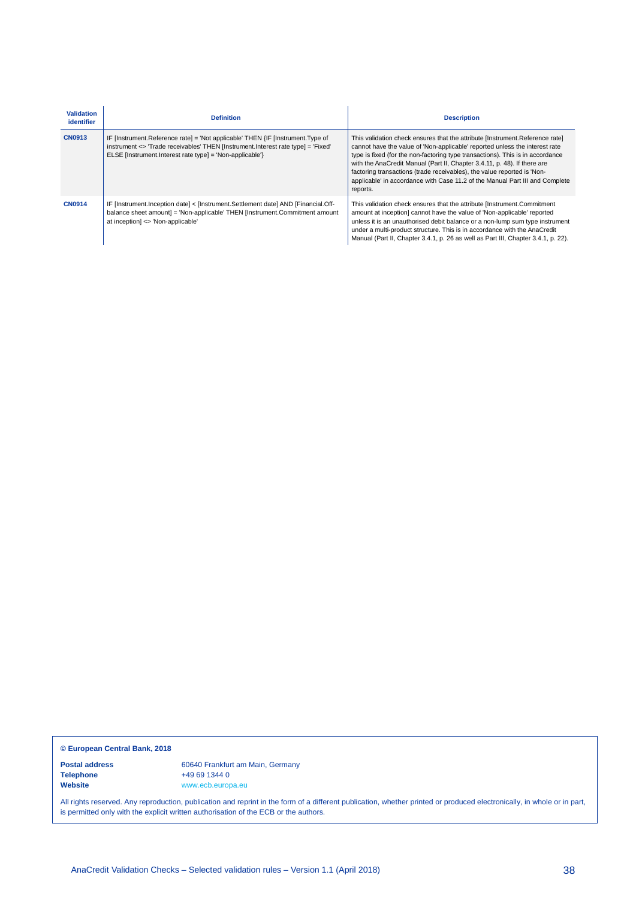| Validation identifier | Definition | Description |
|---|---|---|
| **CN0913** | IF [Instrument.Reference rate] = 'Not applicable' THEN {IF [Instrument.Type of instrument <> 'Trade receivables' THEN [Instrument.Interest rate type] = 'Fixed' ELSE [Instrument.Interest rate type] = 'Non-applicable'} | This validation check ensures that the attribute [Instrument.Reference rate] cannot have the value of 'Non-applicable' reported unless the interest rate type is fixed (for the non-factoring type transactions). This is in accordance with the AnaCredit Manual (Part II, Chapter 3.4.11, p. 48). If there are factoring transactions (trade receivables), the value reported is 'Non-applicable' in accordance with Case 11.2 of the Manual Part III and Complete reports. |
| **CN0914** | IF [Instrument.Inception date] < [Instrument.Settlement date] AND [Financial.Off-balance sheet amount] = 'Non-applicable' THEN [Instrument.Commitment amount at inception] <> 'Non-applicable' | This validation check ensures that the attribute [Instrument.Commitment amount at inception] cannot have the value of 'Non-applicable' reported unless it is an unauthorised debit balance or a non-lump sum type instrument under a multi-product structure. This is in accordance with the AnaCredit Manual (Part II, Chapter 3.4.1, p. 26 as well as Part III, Chapter 3.4.1, p. 22). |

**© European Central Bank, 2018**

**Postal address** 60640 Frankfurt am Main, Germany
**Telephone** +49 69 1344 0
**Website** www.ecb.europa.eu

All rights reserved. Any reproduction, publication and reprint in the form of a different publication, whether printed or produced electronically, in whole or in part, is permitted only with the explicit written authorisation of the ECB or the authors.